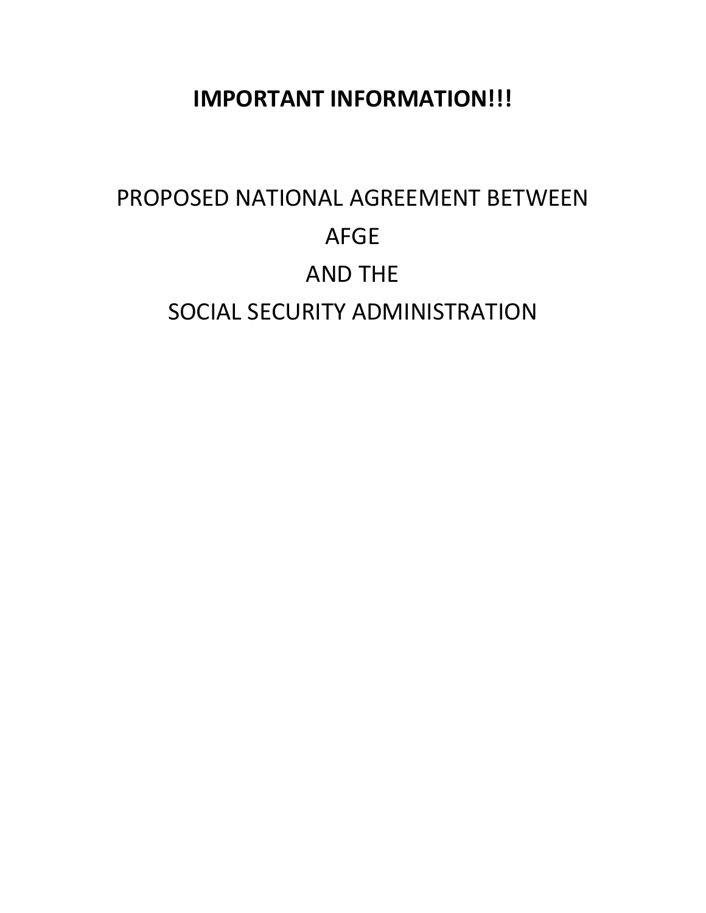# IMPORTANT INFORMATION!!!

PROPOSED NATIONAL AGREEMENT BETWEEN

AFGE

AND THE

SOCIAL SECURITY ADMINISTRATION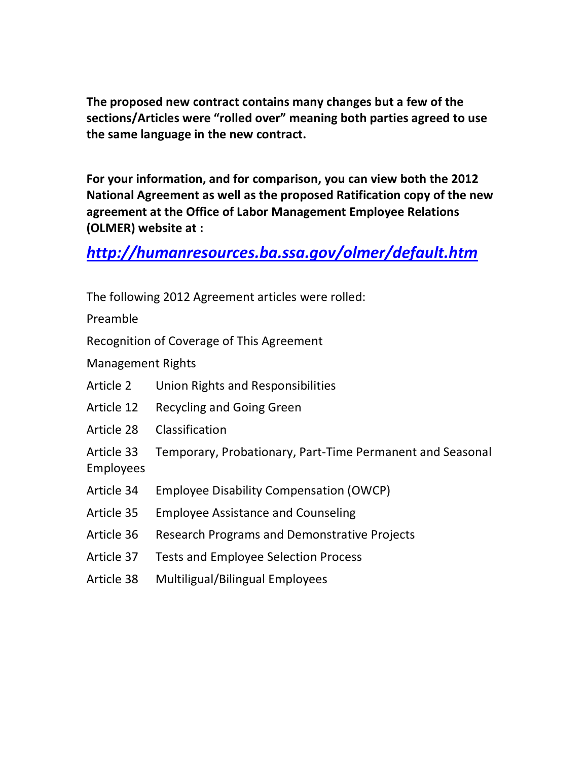**The proposed new contract contains many changes but a few of the sections/Articles were "rolled over" meaning both parties agreed to use the same language in the new contract.**

**For your information, and for comparison, you can view both the 2012 National Agreement as well as the proposed Ratification copy of the new agreement at the Office of Labor Management Employee Relations (OLMER) website at :**

***http://humanresources.ba.ssa.gov/olmer/default.htm***

The following 2012 Agreement articles were rolled:

Preamble

Recognition of Coverage of This Agreement

Management Rights

Article 2 Union Rights and Responsibilities

Article 12 Recycling and Going Green

Article 28 Classification

Article 33 Temporary, Probationary, Part-Time Permanent and Seasonal Employees

Article 34 Employee Disability Compensation (OWCP)

Article 35 Employee Assistance and Counseling

Article 36 Research Programs and Demonstrative Projects

Article 37 Tests and Employee Selection Process

Article 38 Multiligual/Bilingual Employees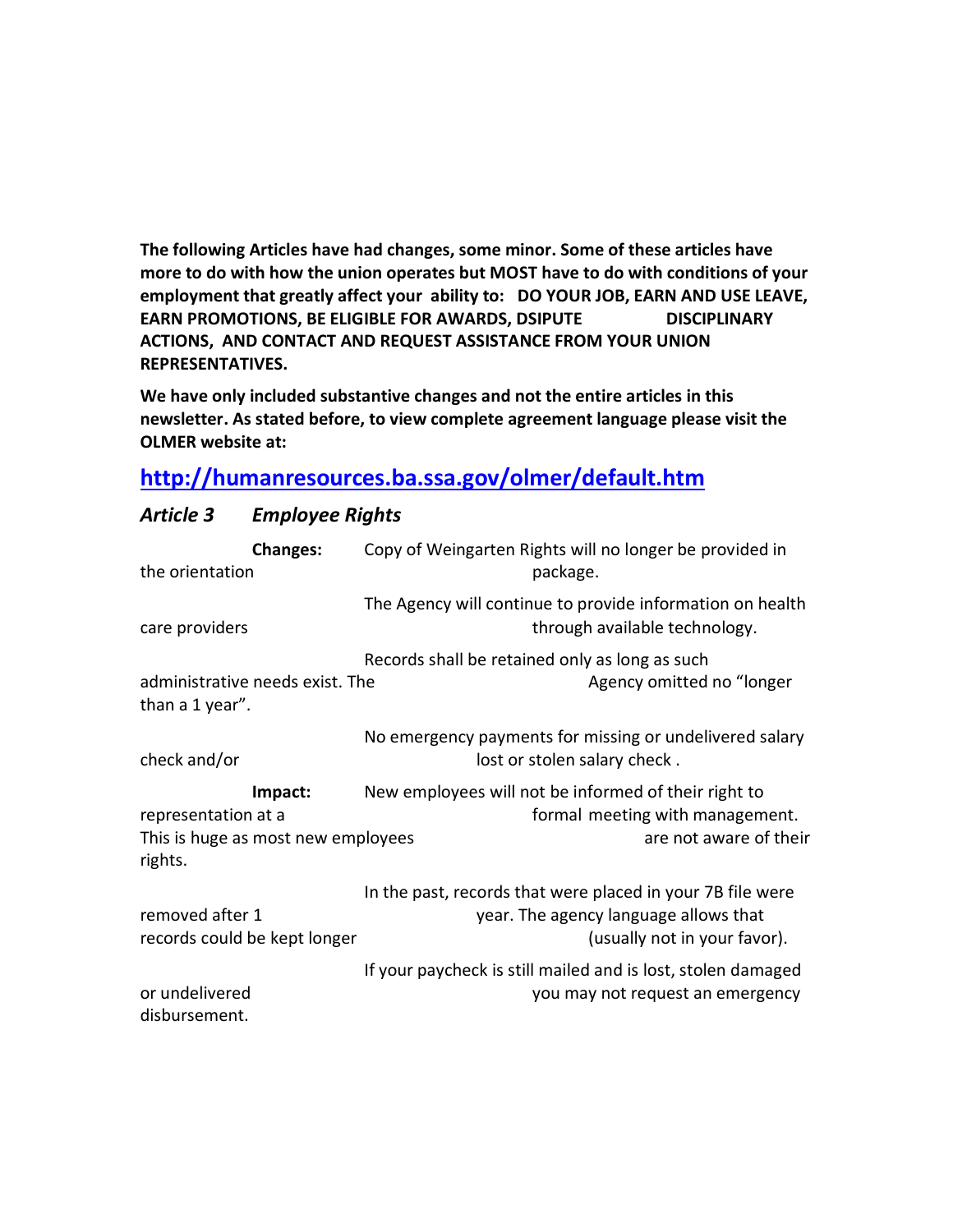**The following Articles have had changes, some minor. Some of these articles have more to do with how the union operates but MOST have to do with conditions of your employment that greatly affect your ability to: DO YOUR JOB, EARN AND USE LEAVE, EARN PROMOTIONS, BE ELIGIBLE FOR AWARDS, DSIPUTE DISCIPLINARY ACTIONS, AND CONTACT AND REQUEST ASSISTANCE FROM YOUR UNION REPRESENTATIVES.**

**We have only included substantive changes and not the entire articles in this newsletter. As stated before, to view complete agreement language please visit the OLMER website at:**

## [http://humanresources.ba.ssa.gov/olmer/default.htm](http://humanresources.ba.ssa.gov/olmer/default.htm)

### *Article 3 Employee Rights*

**Changes:**

Copy of Weingarten Rights will no longer be provided in the orientation package.

The Agency will continue to provide information on health care providers through available technology.

Records shall be retained only as long as such administrative needs exist. The Agency omitted no "longer than a 1 year".

No emergency payments for missing or undelivered salary check and/or lost or stolen salary check .

**Impact:**

New employees will not be informed of their right to representation at a formal meeting with management. This is huge as most new employees are not aware of their rights.

In the past, records that were placed in your 7B file were removed after 1 year. The agency language allows that records could be kept longer (usually not in your favor).

If your paycheck is still mailed and is lost, stolen damaged or undelivered you may not request an emergency disbursement.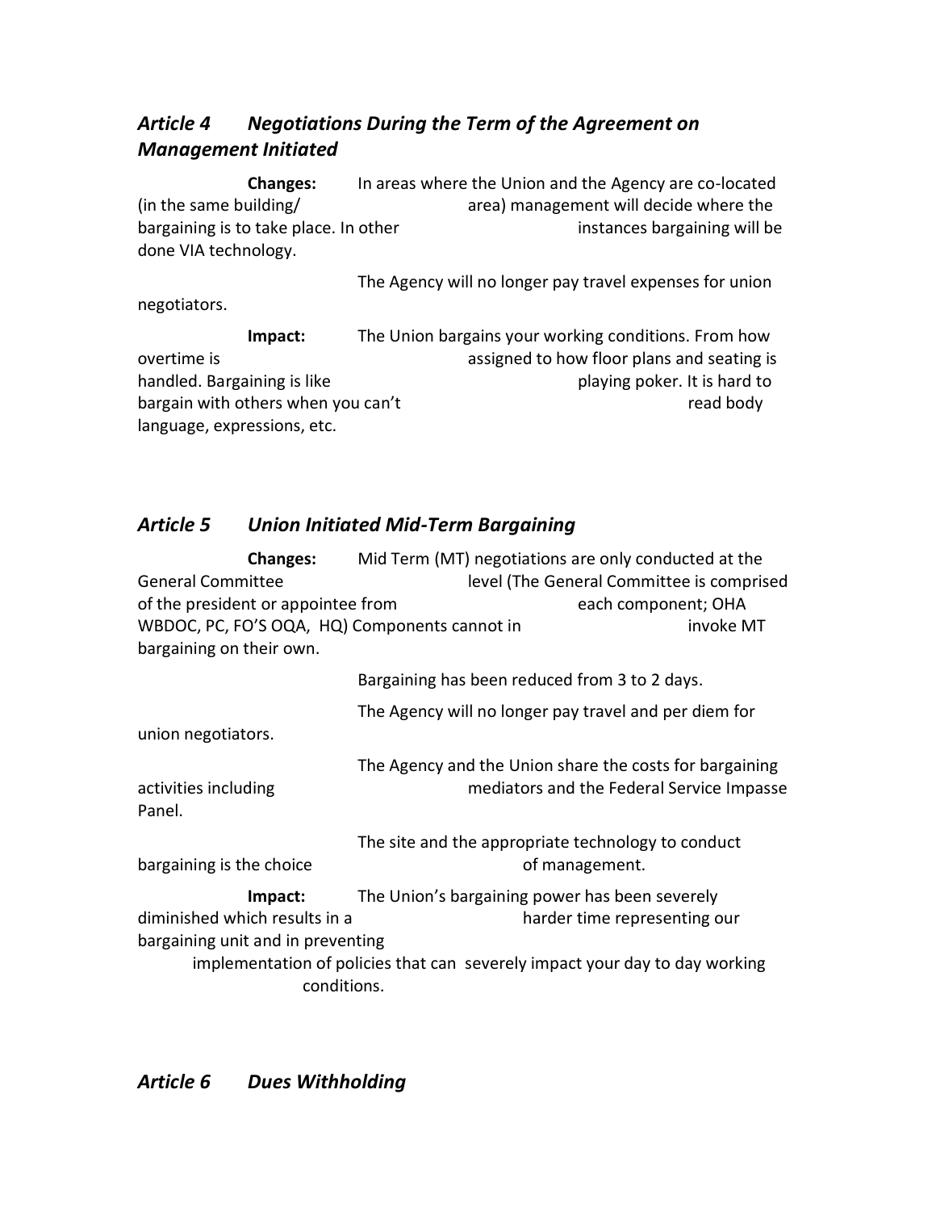## *Article 4 Negotiations During the Term of the Agreement on Management Initiated*

**Changes:** In areas where the Union and the Agency are co-located (in the same building/area) management will decide where the bargaining is to take place. In other instances bargaining will be done VIA technology.

The Agency will no longer pay travel expenses for union negotiators.

**Impact:** The Union bargains your working conditions. From how overtime is assigned to how floor plans and seating is handled. Bargaining is like playing poker. It is hard to bargain with others when you can't read body language, expressions, etc.

## *Article 5 Union Initiated Mid-Term Bargaining*

**Changes:** Mid Term (MT) negotiations are only conducted at the General Committee level (The General Committee is comprised of the president or appointee from each component; OHA WBDOC, PC, FO'S OQA, HQ) Components cannot in invoke MT bargaining on their own.

Bargaining has been reduced from 3 to 2 days.

The Agency will no longer pay travel and per diem for union negotiators.

The Agency and the Union share the costs for bargaining activities including mediators and the Federal Service Impasse Panel.

The site and the appropriate technology to conduct bargaining is the choice of management.

**Impact:** The Union's bargaining power has been severely diminished which results in a harder time representing our bargaining unit and in preventing implementation of policies that can severely impact your day to day working conditions.

## *Article 6 Dues Withholding*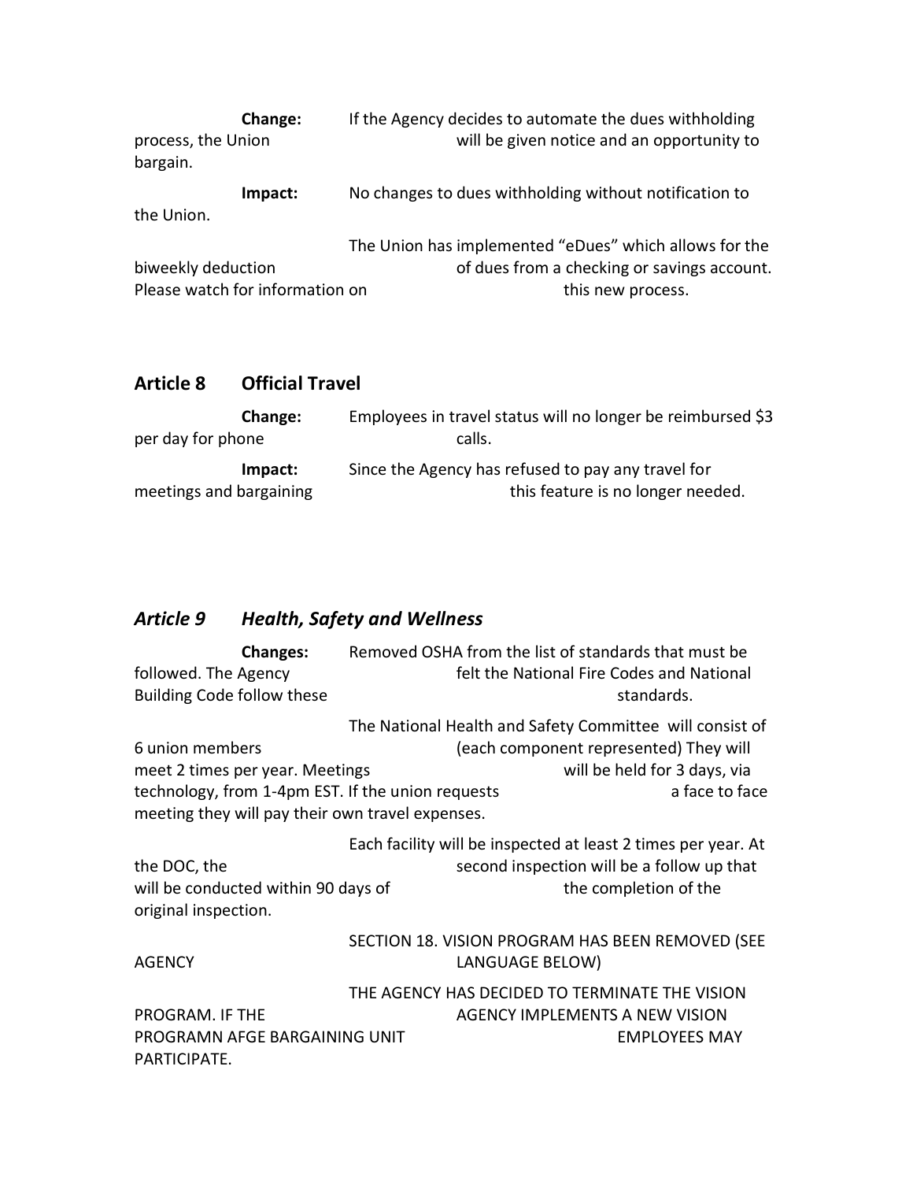**Change:** If the Agency decides to automate the dues withholding process, the Union will be given notice and an opportunity to bargain.

**Impact:** No changes to dues withholding without notification to the Union.

The Union has implemented "eDues" which allows for the biweekly deduction of dues from a checking or savings account. Please watch for information on this new process.

## Article 8 Official Travel

**Change:** Employees in travel status will no longer be reimbursed $3 per day for phone calls.

**Impact:** Since the Agency has refused to pay any travel for meetings and bargaining this feature is no longer needed.

## *Article 9 Health, Safety and Wellness*

**Changes:** Removed OSHA from the list of standards that must be followed. The Agency felt the National Fire Codes and National Building Code follow these standards.

The National Health and Safety Committee will consist of 6 union members (each component represented) They will meet 2 times per year. Meetings will be held for 3 days, via technology, from 1-4pm EST. If the union requests a face to face meeting they will pay their own travel expenses.

Each facility will be inspected at least 2 times per year. At the DOC, the second inspection will be a follow up that will be conducted within 90 days of the completion of the original inspection.

SECTION 18. VISION PROGRAM HAS BEEN REMOVED (SEE AGENCY LANGUAGE BELOW)

THE AGENCY HAS DECIDED TO TERMINATE THE VISION PROGRAM. IF THE AGENCY IMPLEMENTS A NEW VISION PROGRAMN AFGE BARGAINING UNIT EMPLOYEES MAY PARTICIPATE.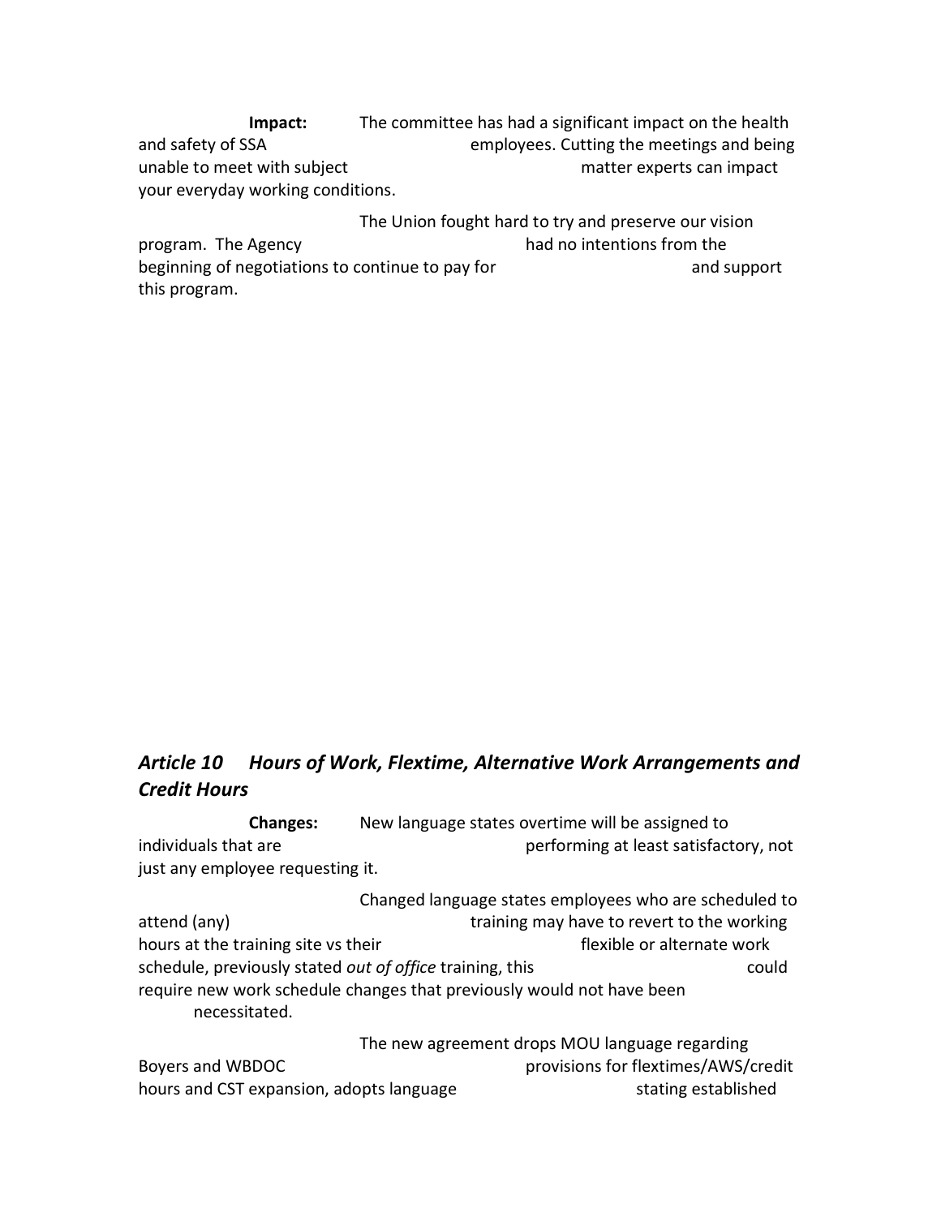**Impact:** The committee has had a significant impact on the health and safety of SSA employees. Cutting the meetings and being unable to meet with subject matter experts can impact your everyday working conditions.

The Union fought hard to try and preserve our vision program. The Agency had no intentions from the beginning of negotiations to continue to pay for and support this program.

## *Article 10 Hours of Work, Flextime, Alternative Work Arrangements and Credit Hours*

**Changes:** New language states overtime will be assigned to individuals that are performing at least satisfactory, not just any employee requesting it.

Changed language states employees who are scheduled to attend (any) training may have to revert to the working hours at the training site vs their flexible or alternate work schedule, previously stated *out of office* training, this could require new work schedule changes that previously would not have been necessitated.

The new agreement drops MOU language regarding Boyers and WBDOC provisions for flextimes/AWS/credit hours and CST expansion, adopts language stating established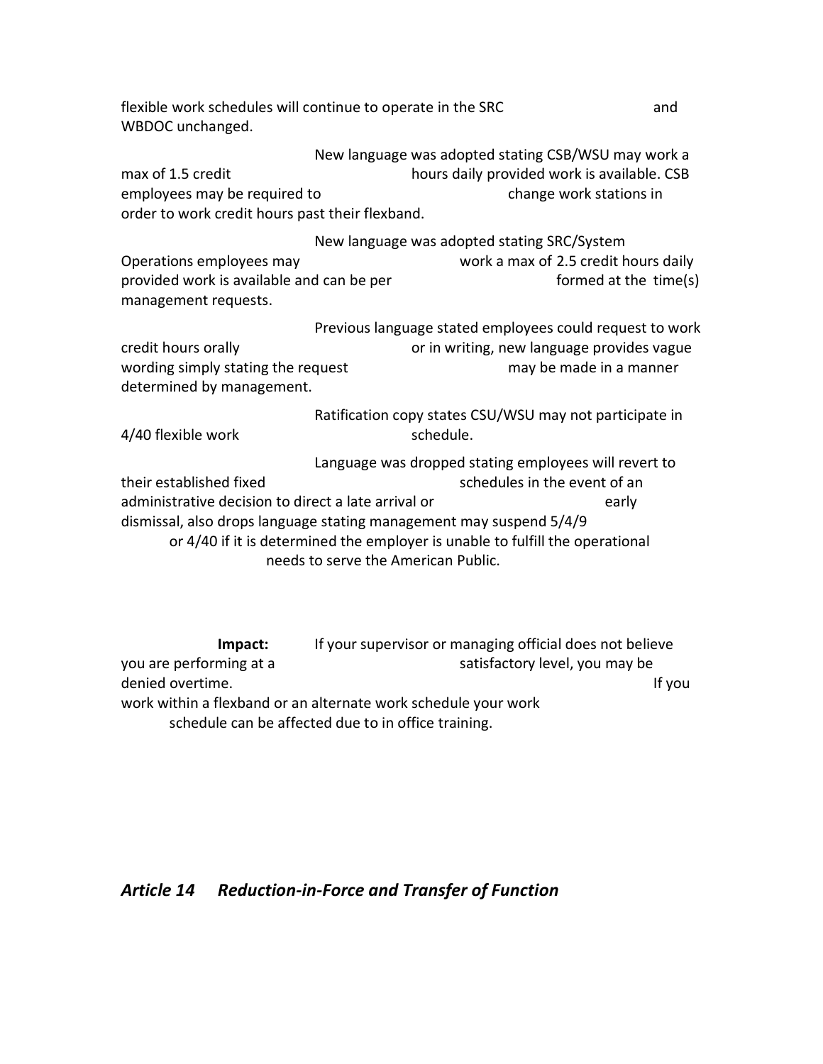flexible work schedules will continue to operate in the SRC and WBDOC unchanged.

New language was adopted stating CSB/WSU may work a max of 1.5 credit hours daily provided work is available. CSB employees may be required to change work stations in order to work credit hours past their flexband.

New language was adopted stating SRC/System Operations employees may work a max of 2.5 credit hours daily provided work is available and can be performed at the time(s) management requests.

Previous language stated employees could request to work credit hours orally or in writing, new language provides vague wording simply stating the request may be made in a manner determined by management.

Ratification copy states CSU/WSU may not participate in 4/40 flexible work schedule.

Language was dropped stating employees will revert to their established fixed schedules in the event of an administrative decision to direct a late arrival or early dismissal, also drops language stating management may suspend 5/4/9 or 4/40 if it is determined the employer is unable to fulfill the operational needs to serve the American Public.

**Impact:** If your supervisor or managing official does not believe you are performing at a satisfactory level, you may be denied overtime. If you work within a flexband or an alternate work schedule your work schedule can be affected due to in office training.

## *Article 14 Reduction-in-Force and Transfer of Function*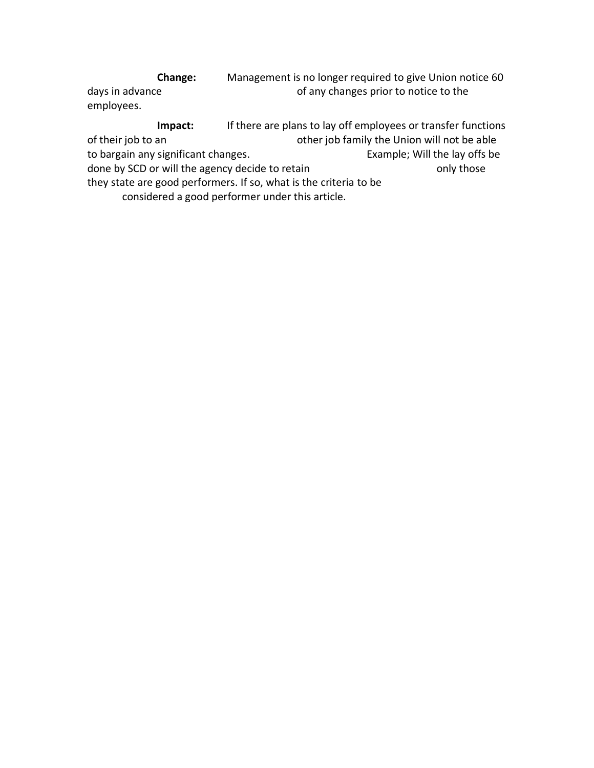**Change:** Management is no longer required to give Union notice 60 days in advance of any changes prior to notice to the employees.

**Impact:** If there are plans to lay off employees or transfer functions of their job to an other job family the Union will not be able to bargain any significant changes. Example; Will the lay offs be done by SCD or will the agency decide to retain only those they state are good performers. If so, what is the criteria to be considered a good performer under this article.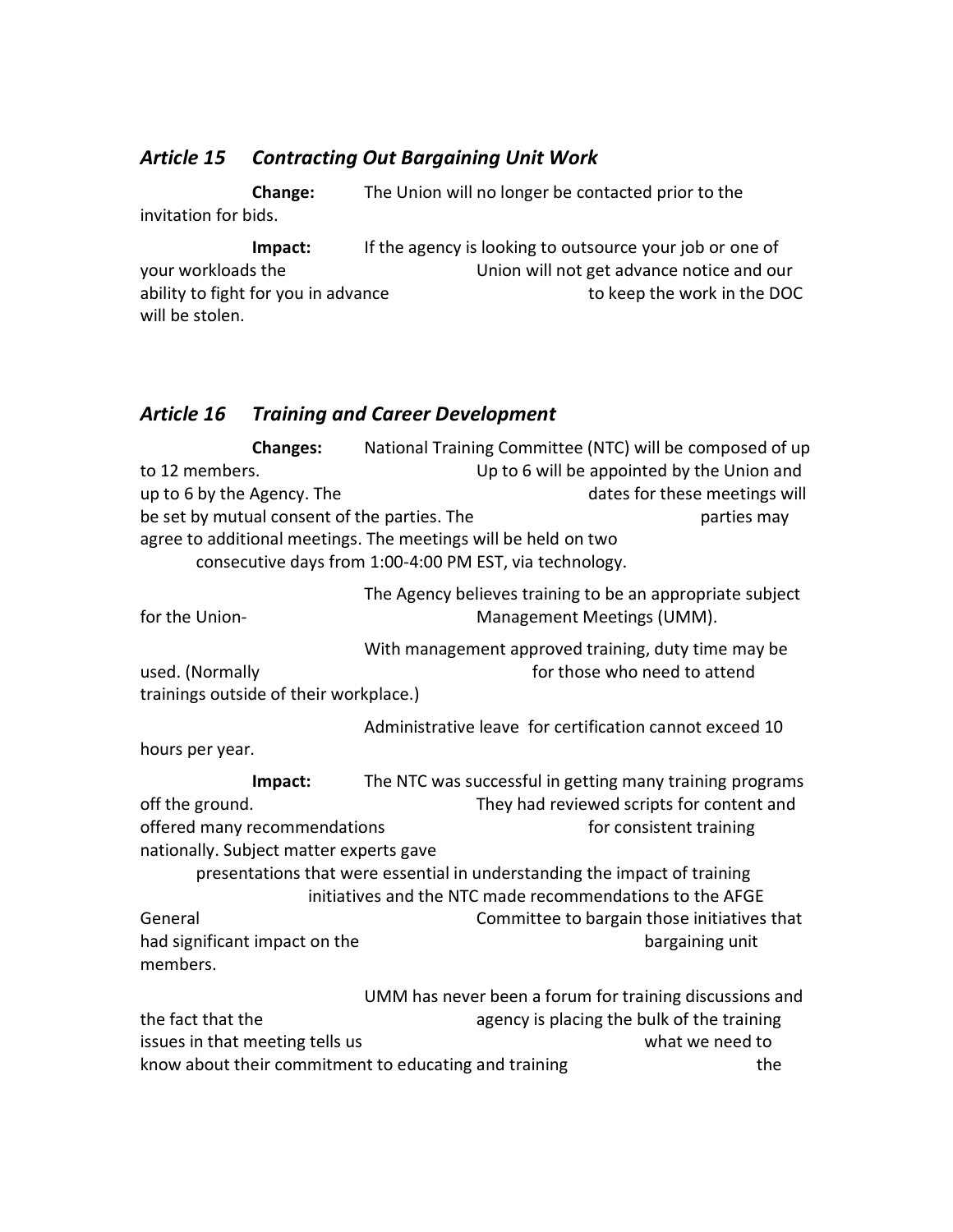### *Article 15 Contracting Out Bargaining Unit Work*

**Change:** The Union will no longer be contacted prior to the invitation for bids.

**Impact:** If the agency is looking to outsource your job or one of your workloads the Union will not get advance notice and our ability to fight for you in advance to keep the work in the DOC will be stolen.

### *Article 16 Training and Career Development*

**Changes:** National Training Committee (NTC) will be composed of up to 12 members. Up to 6 will be appointed by the Union and up to 6 by the Agency. The dates for these meetings will be set by mutual consent of the parties. The parties may agree to additional meetings. The meetings will be held on two consecutive days from 1:00-4:00 PM EST, via technology.

The Agency believes training to be an appropriate subject for the Union-Management Meetings (UMM).

With management approved training, duty time may be used. (Normally for those who need to attend trainings outside of their workplace.)

Administrative leave for certification cannot exceed 10 hours per year.

**Impact:** The NTC was successful in getting many training programs off the ground. They had reviewed scripts for content and offered many recommendations for consistent training nationally. Subject matter experts gave presentations that were essential in understanding the impact of training initiatives and the NTC made recommendations to the AFGE General Committee to bargain those initiatives that had significant impact on the bargaining unit members.

UMM has never been a forum for training discussions and the fact that the agency is placing the bulk of the training issues in that meeting tells us what we need to know about their commitment to educating and training the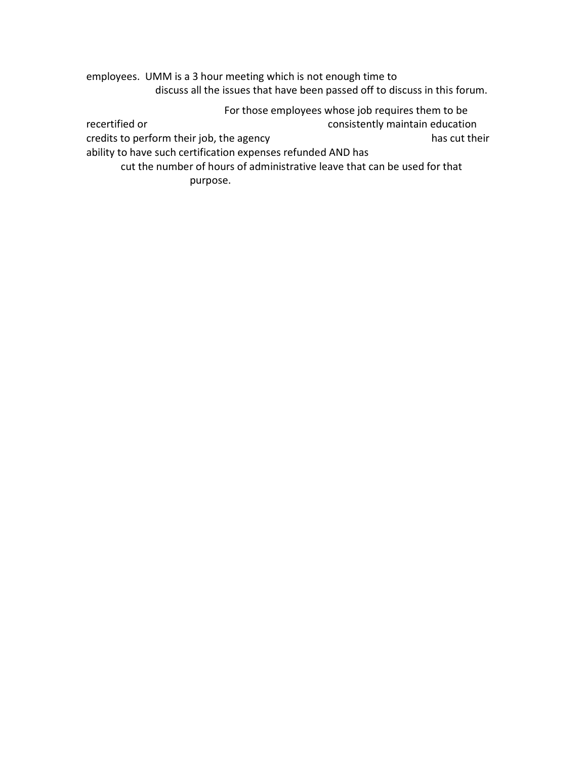employees. UMM is a 3 hour meeting which is not enough time to discuss all the issues that have been passed off to discuss in this forum.

For those employees whose job requires them to be recertified or consistently maintain education credits to perform their job, the agency has cut their ability to have such certification expenses refunded AND has cut the number of hours of administrative leave that can be used for that purpose.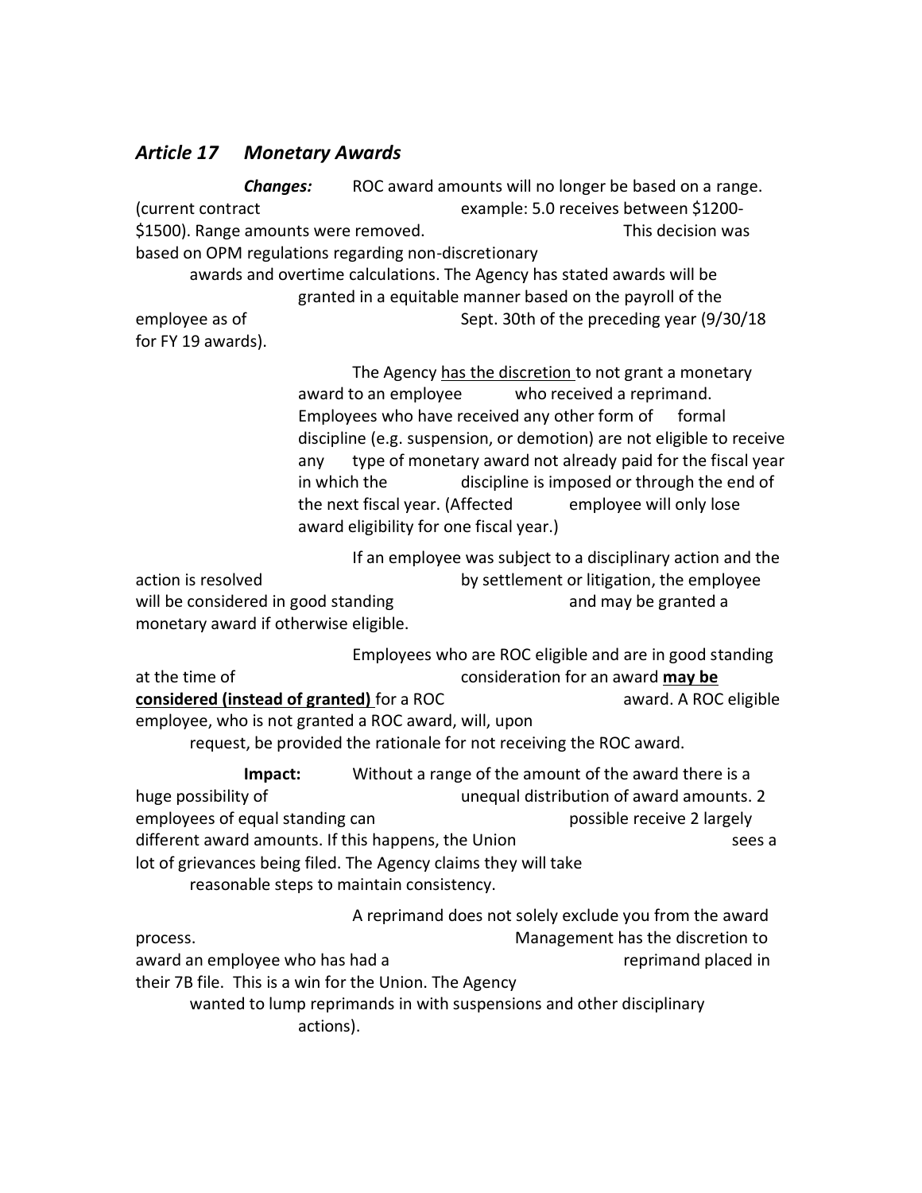## *Article 17 Monetary Awards*

***Changes:*** ROC award amounts will no longer be based on a range. (current contract example: 5.0 receives between $1200-$1500). Range amounts were removed. This decision was based on OPM regulations regarding non-discretionary awards and overtime calculations. The Agency has stated awards will be granted in a equitable manner based on the payroll of the employee as of Sept. 30th of the preceding year (9/30/18 for FY 19 awards).

The Agency <u>has the discretion</u> to not grant a monetary award to an employee who received a reprimand. Employees who have received any other form of formal discipline (e.g. suspension, or demotion) are not eligible to receive any type of monetary award not already paid for the fiscal year in which the discipline is imposed or through the end of the next fiscal year. (Affected employee will only lose award eligibility for one fiscal year.)

If an employee was subject to a disciplinary action and the action is resolved by settlement or litigation, the employee will be considered in good standing and may be granted a monetary award if otherwise eligible.

Employees who are ROC eligible and are in good standing at the time of consideration for an award **<u>may be considered (instead of granted)</u>** for a ROC award. A ROC eligible employee, who is not granted a ROC award, will, upon request, be provided the rationale for not receiving the ROC award.

**Impact:** Without a range of the amount of the award there is a huge possibility of unequal distribution of award amounts. 2 employees of equal standing can possible receive 2 largely different award amounts. If this happens, the Union sees a lot of grievances being filed. The Agency claims they will take reasonable steps to maintain consistency.

A reprimand does not solely exclude you from the award process. Management has the discretion to award an employee who has had a reprimand placed in their 7B file. This is a win for the Union. The Agency wanted to lump reprimands in with suspensions and other disciplinary actions).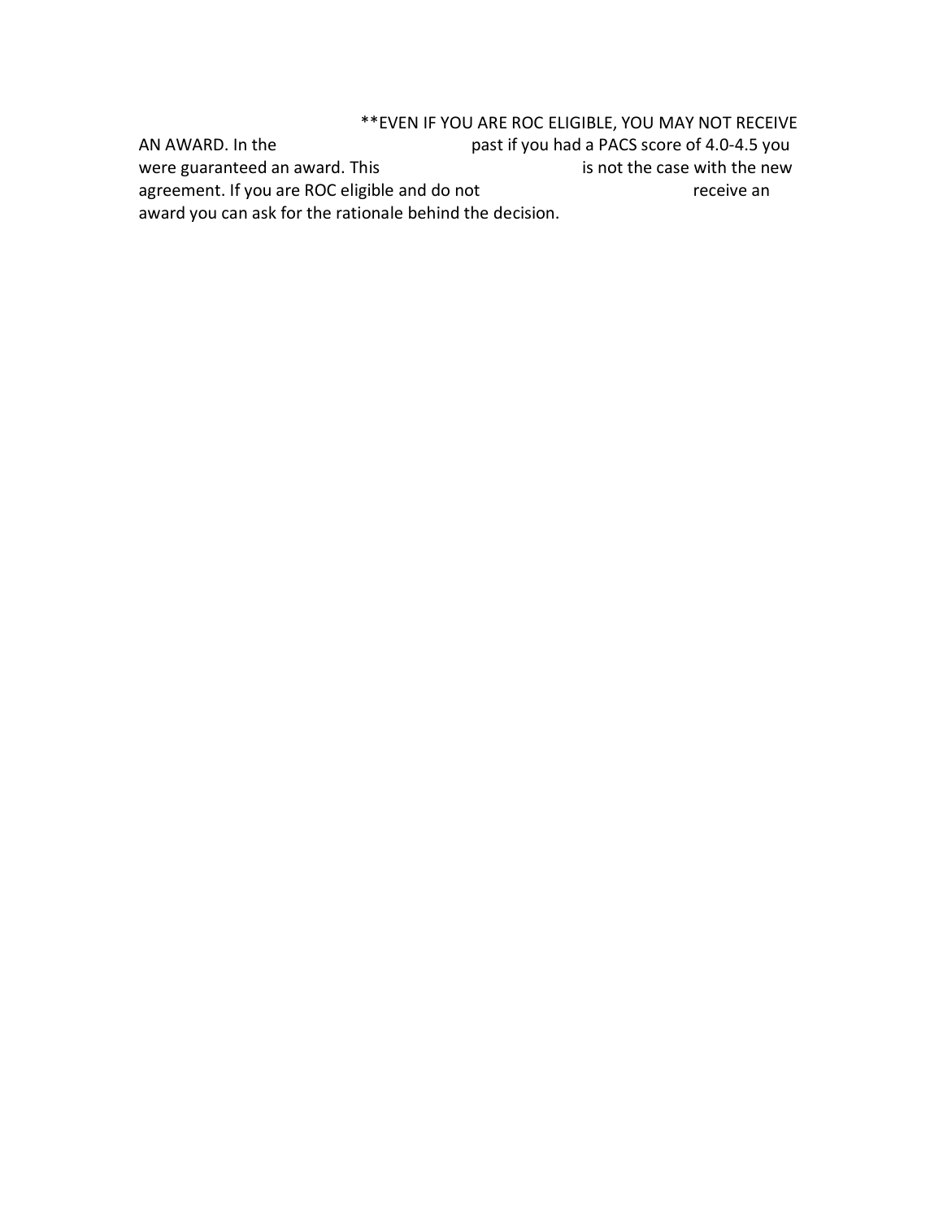**EVEN IF YOU ARE ROC ELIGIBLE, YOU MAY NOT RECEIVE AN AWARD. In the past if you had a PACS score of 4.0-4.5 you were guaranteed an award. This is not the case with the new agreement. If you are ROC eligible and do not receive an award you can ask for the rationale behind the decision.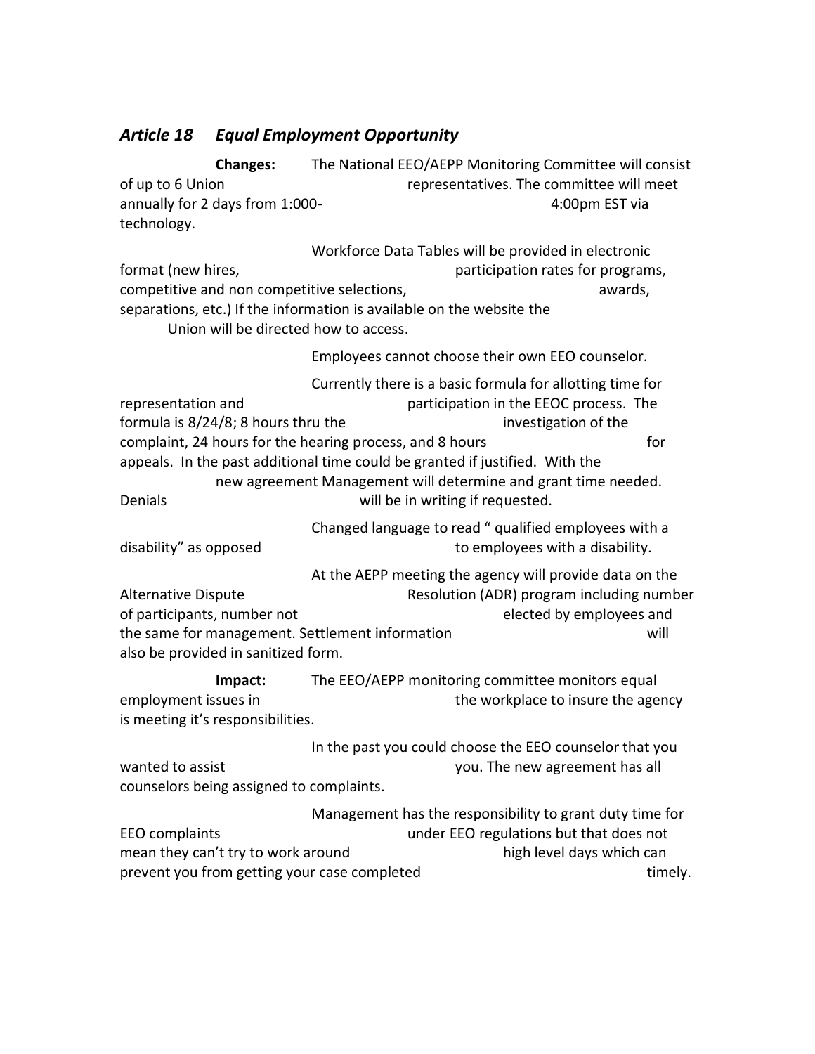## *Article 18 Equal Employment Opportunity*

**Changes:** The National EEO/AEPP Monitoring Committee will consist of up to 6 Union representatives. The committee will meet annually for 2 days from 1:000-4:00pm EST via technology.

Workforce Data Tables will be provided in electronic format (new hires, participation rates for programs, competitive and non competitive selections, awards, separations, etc.) If the information is available on the website the Union will be directed how to access.

Employees cannot choose their own EEO counselor.

Currently there is a basic formula for allotting time for representation and participation in the EEOC process. The formula is 8/24/8; 8 hours thru the investigation of the complaint, 24 hours for the hearing process, and 8 hours for appeals. In the past additional time could be granted if justified. With the new agreement Management will determine and grant time needed. Denials will be in writing if requested.

Changed language to read " qualified employees with a disability" as opposed to employees with a disability.

At the AEPP meeting the agency will provide data on the Alternative Dispute Resolution (ADR) program including number of participants, number not elected by employees and the same for management. Settlement information will also be provided in sanitized form.

**Impact:** The EEO/AEPP monitoring committee monitors equal employment issues in the workplace to insure the agency is meeting it's responsibilities.

In the past you could choose the EEO counselor that you wanted to assist you. The new agreement has all counselors being assigned to complaints.

Management has the responsibility to grant duty time for EEO complaints under EEO regulations but that does not mean they can't try to work around high level days which can prevent you from getting your case completed timely.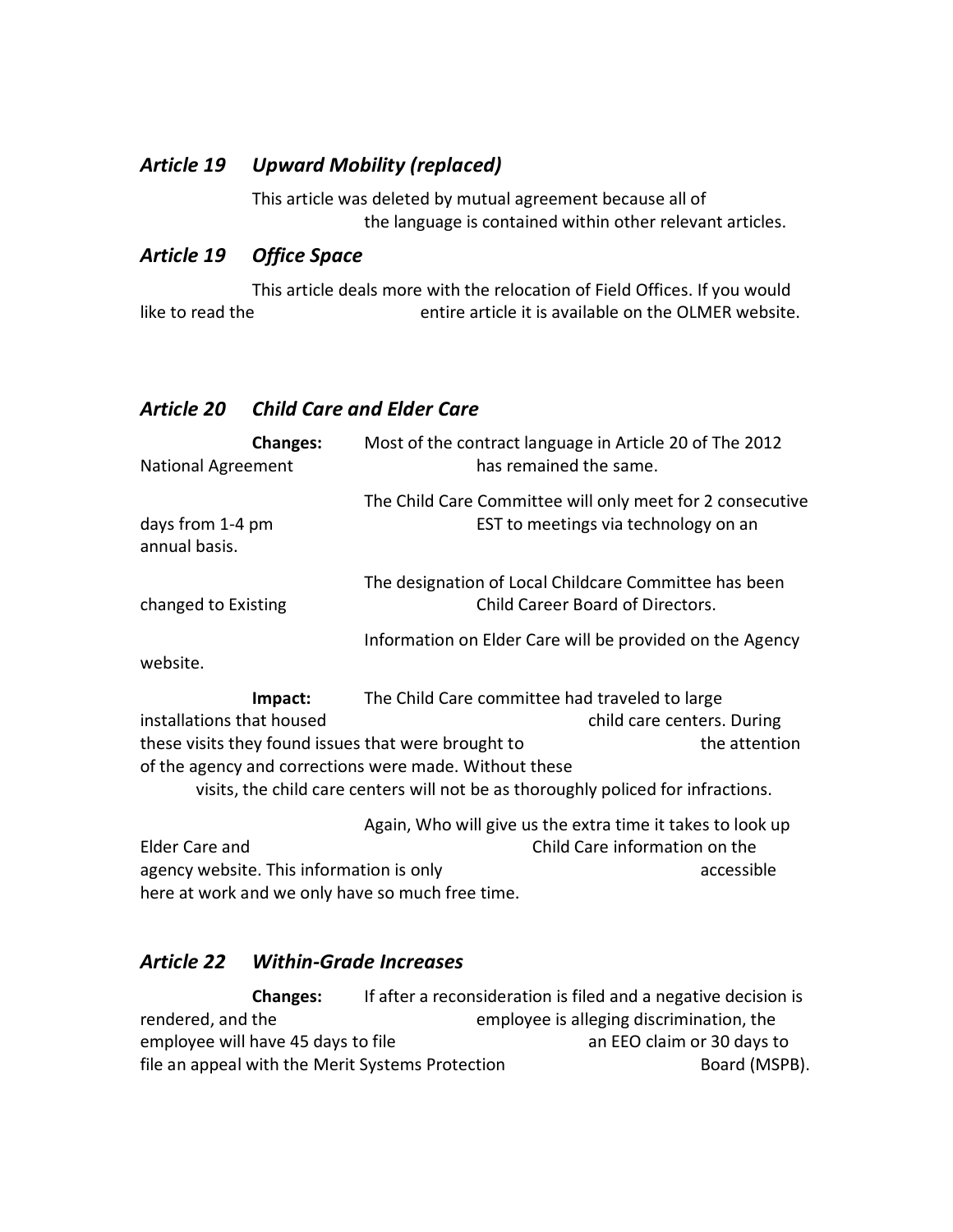### *Article 19 Upward Mobility (replaced)*

This article was deleted by mutual agreement because all of the language is contained within other relevant articles.

### *Article 19 Office Space*

This article deals more with the relocation of Field Offices. If you would like to read the entire article it is available on the OLMER website.

### *Article 20 Child Care and Elder Care*

**Changes:** Most of the contract language in Article 20 of The 2012 National Agreement has remained the same.

The Child Care Committee will only meet for 2 consecutive days from 1-4 pm EST to meetings via technology on an annual basis.

The designation of Local Childcare Committee has been changed to Existing Child Career Board of Directors.

Information on Elder Care will be provided on the Agency website.

**Impact:** The Child Care committee had traveled to large installations that housed child care centers. During these visits they found issues that were brought to the attention of the agency and corrections were made. Without these visits, the child care centers will not be as thoroughly policed for infractions.

Again, Who will give us the extra time it takes to look up Elder Care and Child Care information on the agency website. This information is only accessible here at work and we only have so much free time.

### *Article 22 Within-Grade Increases*

**Changes:** If after a reconsideration is filed and a negative decision is rendered, and the employee is alleging discrimination, the employee will have 45 days to file an EEO claim or 30 days to file an appeal with the Merit Systems Protection Board (MSPB).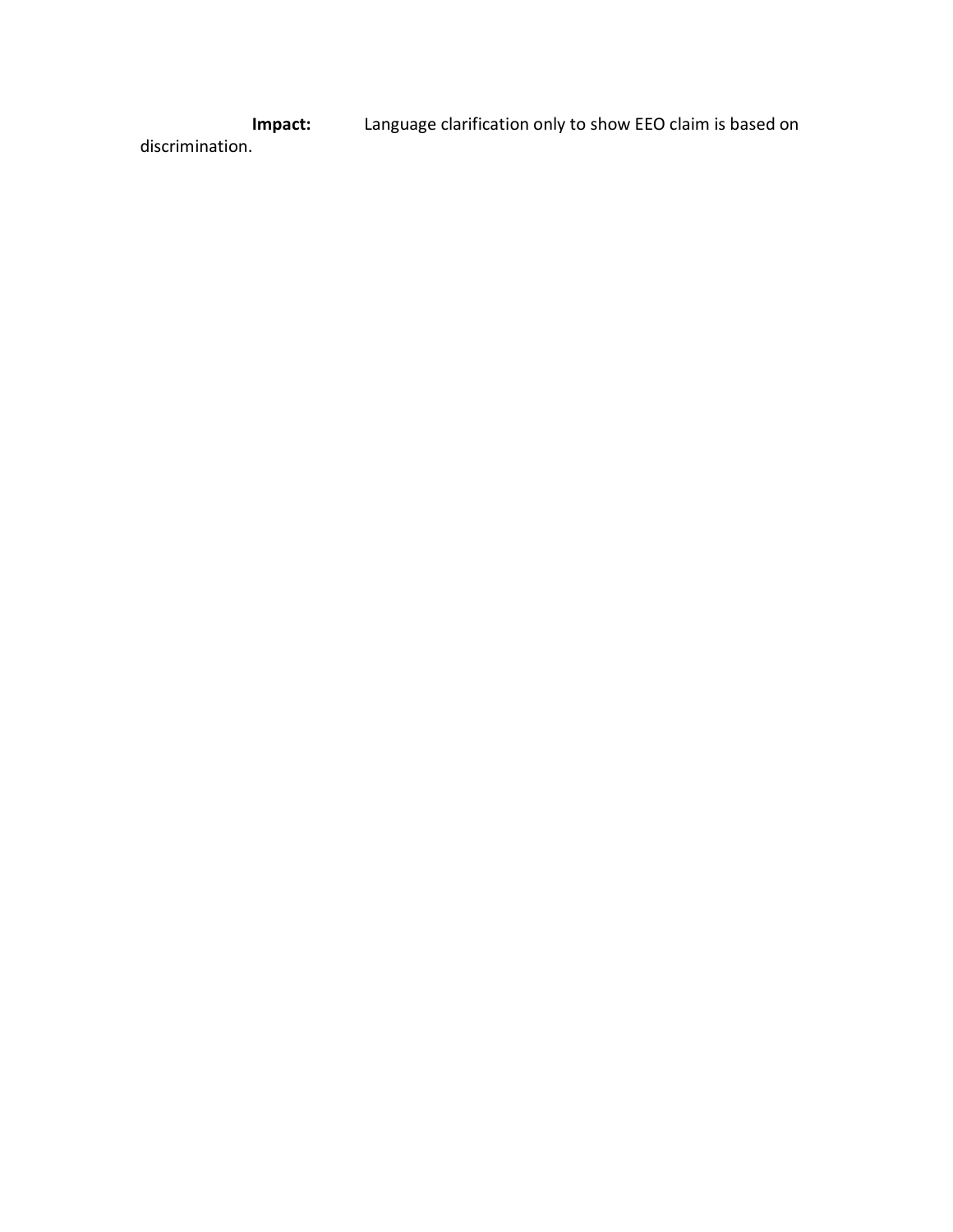**Impact:** Language clarification only to show EEO claim is based on discrimination.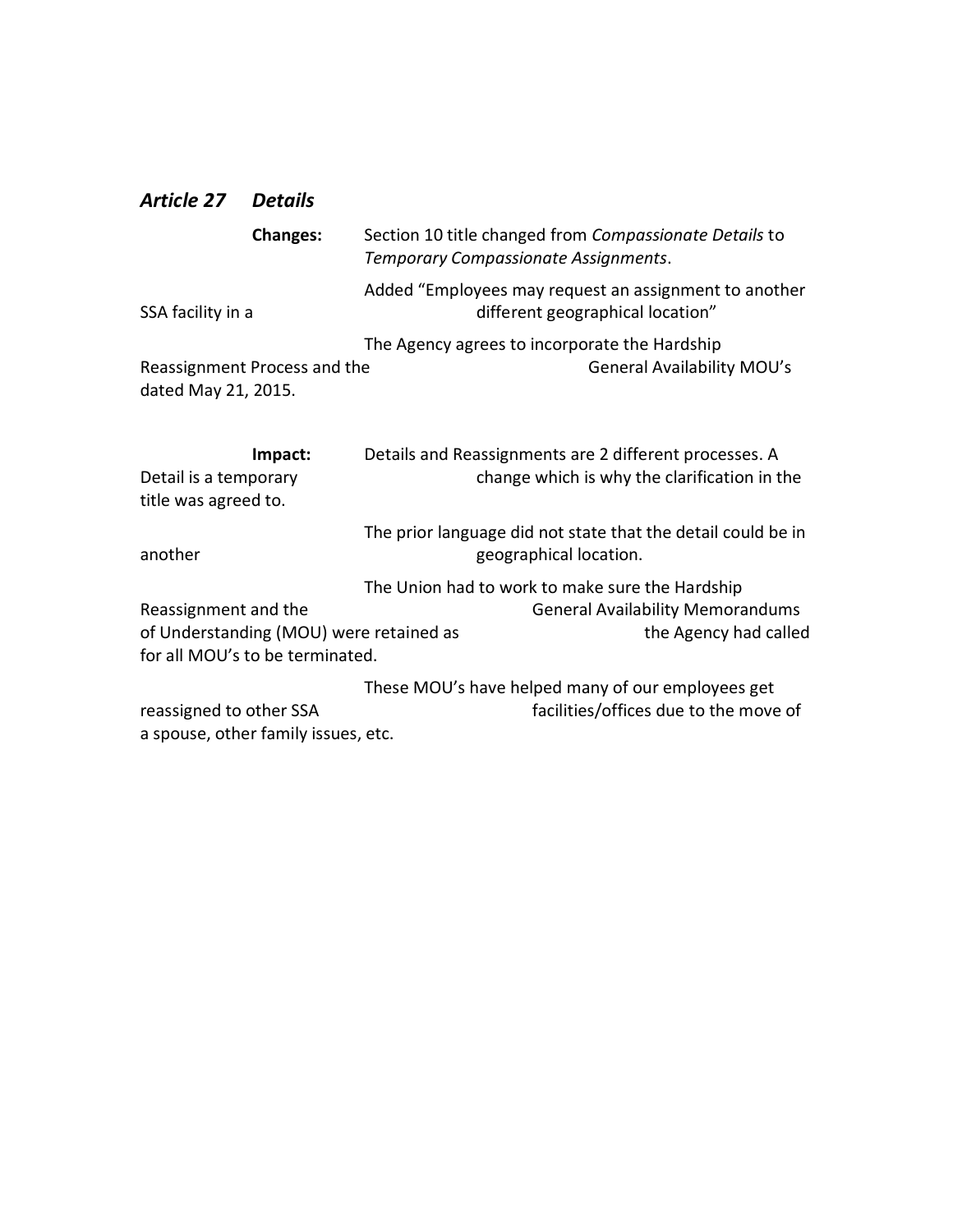## *Article 27 Details*

**Changes:** Section 10 title changed from *Compassionate Details* to *Temporary Compassionate Assignments*.

Added "Employees may request an assignment to another SSA facility in a different geographical location"

The Agency agrees to incorporate the Hardship Reassignment Process and the General Availability MOU's dated May 21, 2015.

**Impact:** Details and Reassignments are 2 different processes. A Detail is a temporary change which is why the clarification in the title was agreed to.

The prior language did not state that the detail could be in another geographical location.

The Union had to work to make sure the Hardship Reassignment and the General Availability Memorandums of Understanding (MOU) were retained as the Agency had called for all MOU's to be terminated.

These MOU's have helped many of our employees get reassigned to other SSA facilities/offices due to the move of a spouse, other family issues, etc.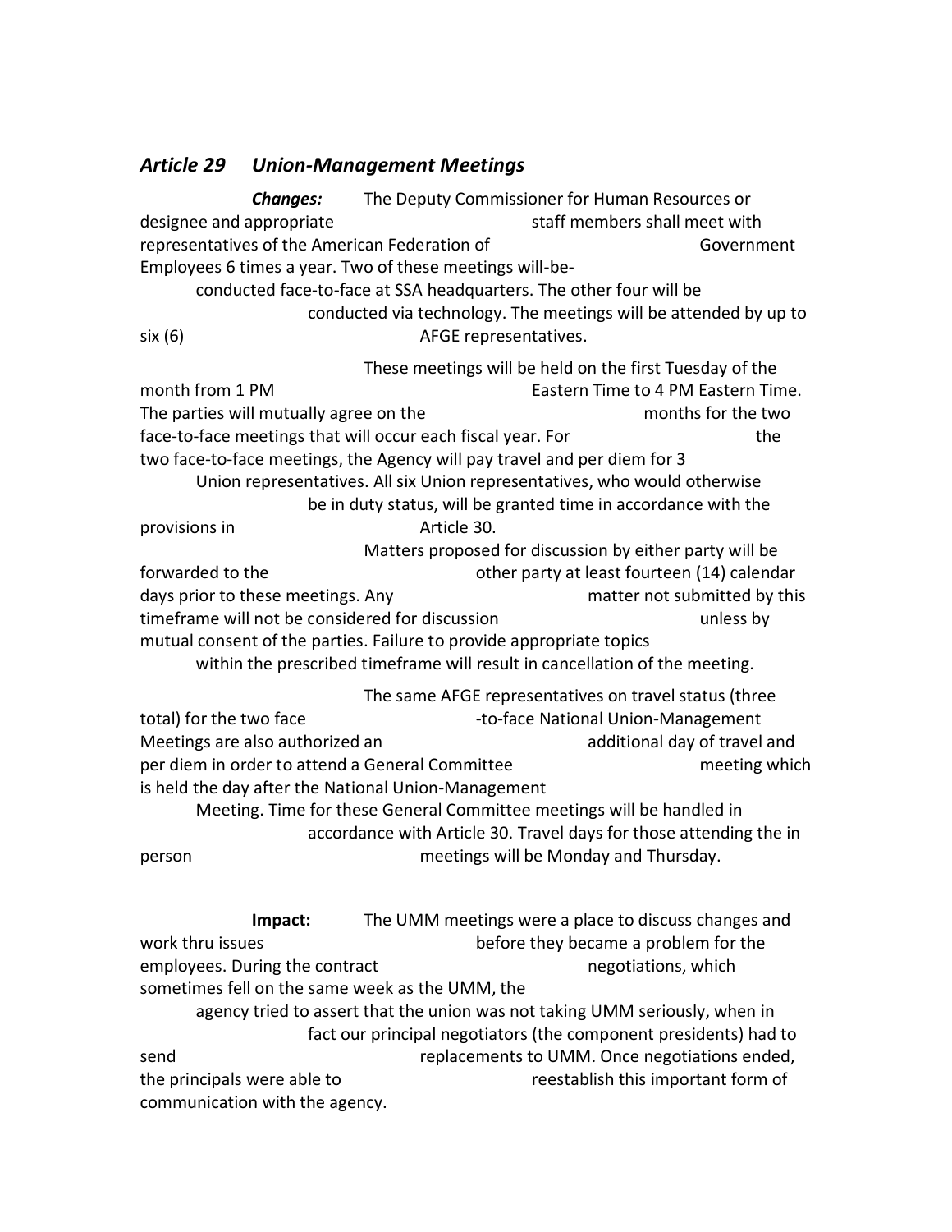### *Article 29 Union-Management Meetings*

***Changes:*** The Deputy Commissioner for Human Resources or designee and appropriate staff members shall meet with representatives of the American Federation of Government Employees 6 times a year. Two of these meetings will-be-conducted face-to-face at SSA headquarters. The other four will be conducted via technology. The meetings will be attended by up to six (6) AFGE representatives.

These meetings will be held on the first Tuesday of the month from 1 PM Eastern Time to 4 PM Eastern Time. The parties will mutually agree on the months for the two face-to-face meetings that will occur each fiscal year. For the two face-to-face meetings, the Agency will pay travel and per diem for 3 Union representatives. All six Union representatives, who would otherwise be in duty status, will be granted time in accordance with the provisions in Article 30.

Matters proposed for discussion by either party will be forwarded to the other party at least fourteen (14) calendar days prior to these meetings. Any matter not submitted by this timeframe will not be considered for discussion unless by mutual consent of the parties. Failure to provide appropriate topics within the prescribed timeframe will result in cancellation of the meeting.

The same AFGE representatives on travel status (three total) for the two face-to-face National Union-Management Meetings are also authorized an additional day of travel and per diem in order to attend a General Committee meeting which is held the day after the National Union-Management Meeting. Time for these General Committee meetings will be handled in accordance with Article 30. Travel days for those attending the in person meetings will be Monday and Thursday.

**Impact:** The UMM meetings were a place to discuss changes and work thru issues before they became a problem for the employees. During the contract negotiations, which sometimes fell on the same week as the UMM, the agency tried to assert that the union was not taking UMM seriously, when in fact our principal negotiators (the component presidents) had to send replacements to UMM. Once negotiations ended, the principals were able to reestablish this important form of communication with the agency.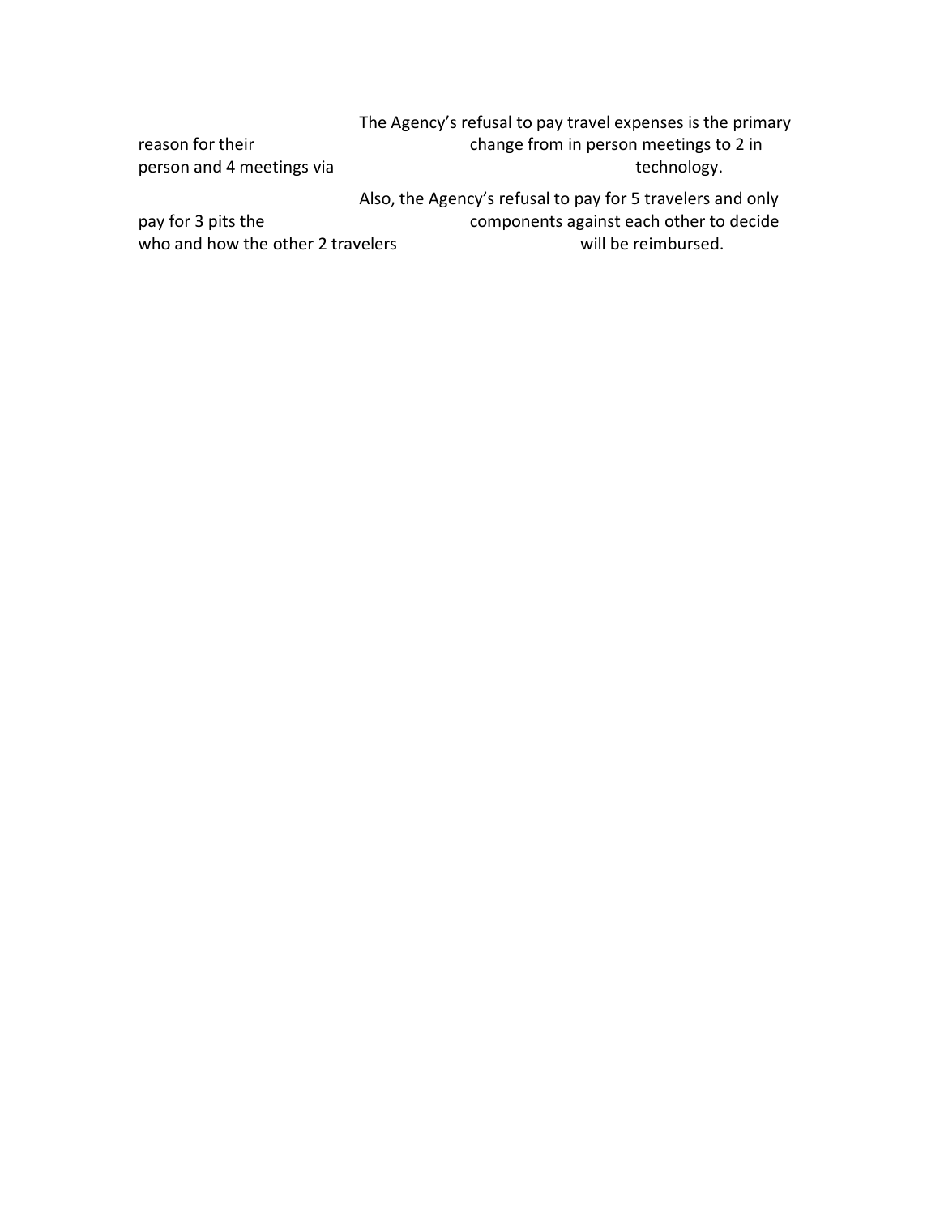The Agency's refusal to pay travel expenses is the primary reason for their change from in person meetings to 2 in person and 4 meetings via technology.

Also, the Agency's refusal to pay for 5 travelers and only pay for 3 pits the components against each other to decide who and how the other 2 travelers will be reimbursed.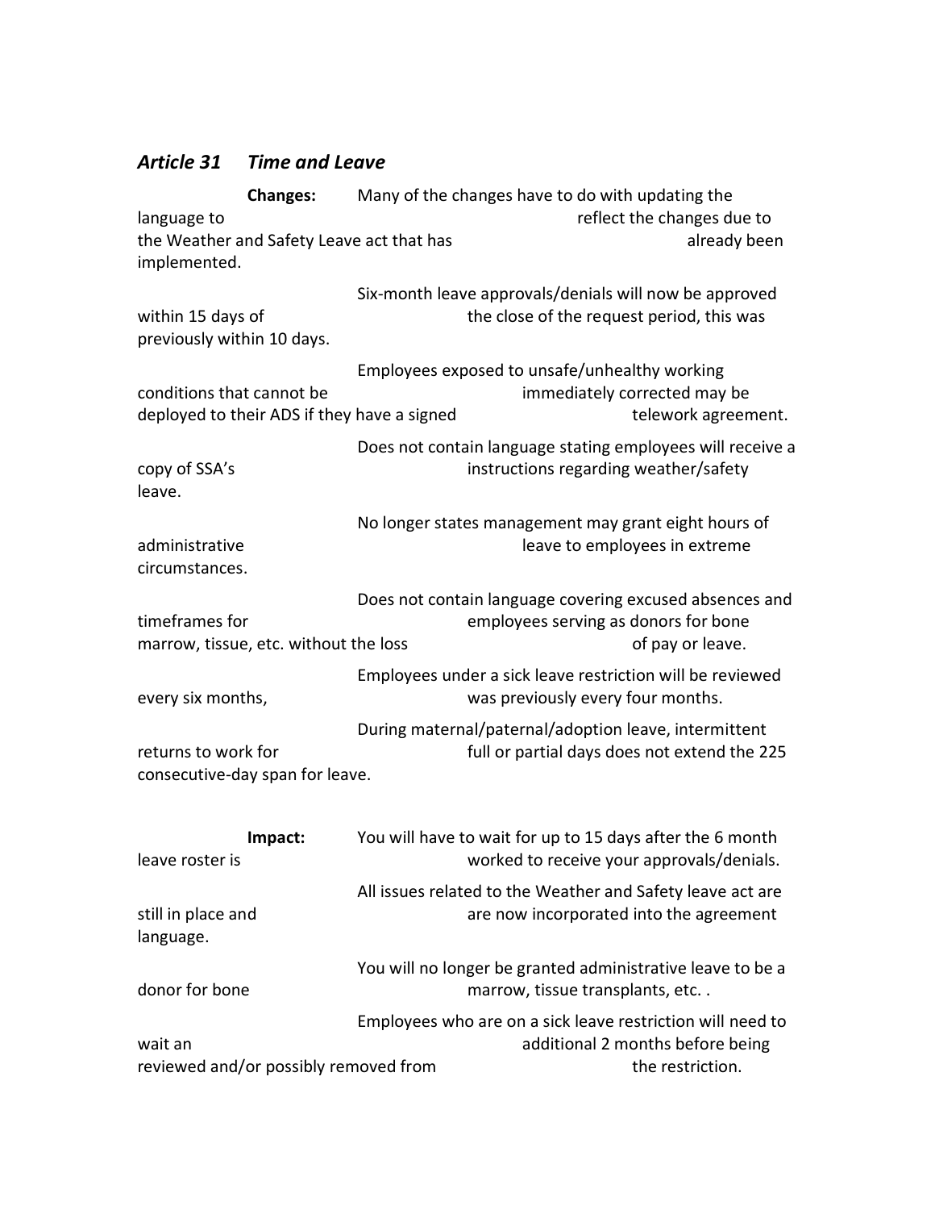### *Article 31 Time and Leave*

**Changes:**

Many of the changes have to do with updating the language to reflect the changes due to the Weather and Safety Leave act that has already been implemented.

Six-month leave approvals/denials will now be approved within 15 days of the close of the request period, this was previously within 10 days.

Employees exposed to unsafe/unhealthy working conditions that cannot be immediately corrected may be deployed to their ADS if they have a signed telework agreement.

Does not contain language stating employees will receive a copy of SSA's instructions regarding weather/safety leave.

No longer states management may grant eight hours of administrative leave to employees in extreme circumstances.

Does not contain language covering excused absences and timeframes for employees serving as donors for bone marrow, tissue, etc. without the loss of pay or leave.

Employees under a sick leave restriction will be reviewed every six months, was previously every four months.

During maternal/paternal/adoption leave, intermittent returns to work for full or partial days does not extend the 225 consecutive-day span for leave.

**Impact:**

You will have to wait for up to 15 days after the 6 month leave roster is worked to receive your approvals/denials.

All issues related to the Weather and Safety leave act are still in place and are now incorporated into the agreement language.

You will no longer be granted administrative leave to be a donor for bone marrow, tissue transplants, etc. .

Employees who are on a sick leave restriction will need to wait an additional 2 months before being reviewed and/or possibly removed from the restriction.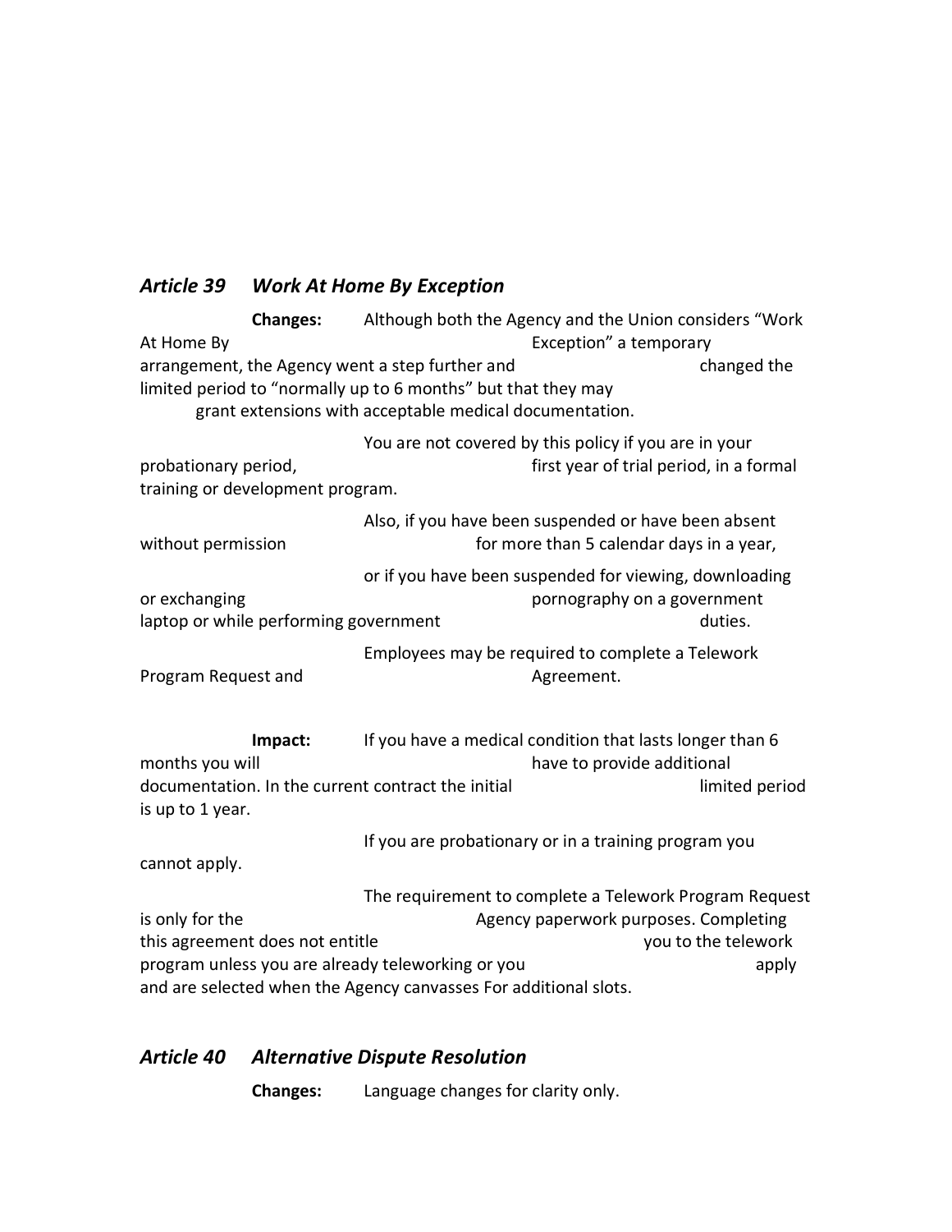## *Article 39 Work At Home By Exception*

**Changes:** Although both the Agency and the Union considers “Work At Home By Exception” a temporary arrangement, the Agency went a step further and changed the limited period to “normally up to 6 months” but that they may grant extensions with acceptable medical documentation.

You are not covered by this policy if you are in your probationary period, first year of trial period, in a formal training or development program.

Also, if you have been suspended or have been absent without permission for more than 5 calendar days in a year,

or if you have been suspended for viewing, downloading or exchanging pornography on a government laptop or while performing government duties.

Employees may be required to complete a Telework Program Request and Agreement.

**Impact:** If you have a medical condition that lasts longer than 6 months you will have to provide additional documentation. In the current contract the initial limited period is up to 1 year.

If you are probationary or in a training program you cannot apply.

The requirement to complete a Telework Program Request is only for the Agency paperwork purposes. Completing this agreement does not entitle you to the telework program unless you are already teleworking or you apply and are selected when the Agency canvasses For additional slots.

## *Article 40 Alternative Dispute Resolution*

**Changes:** Language changes for clarity only.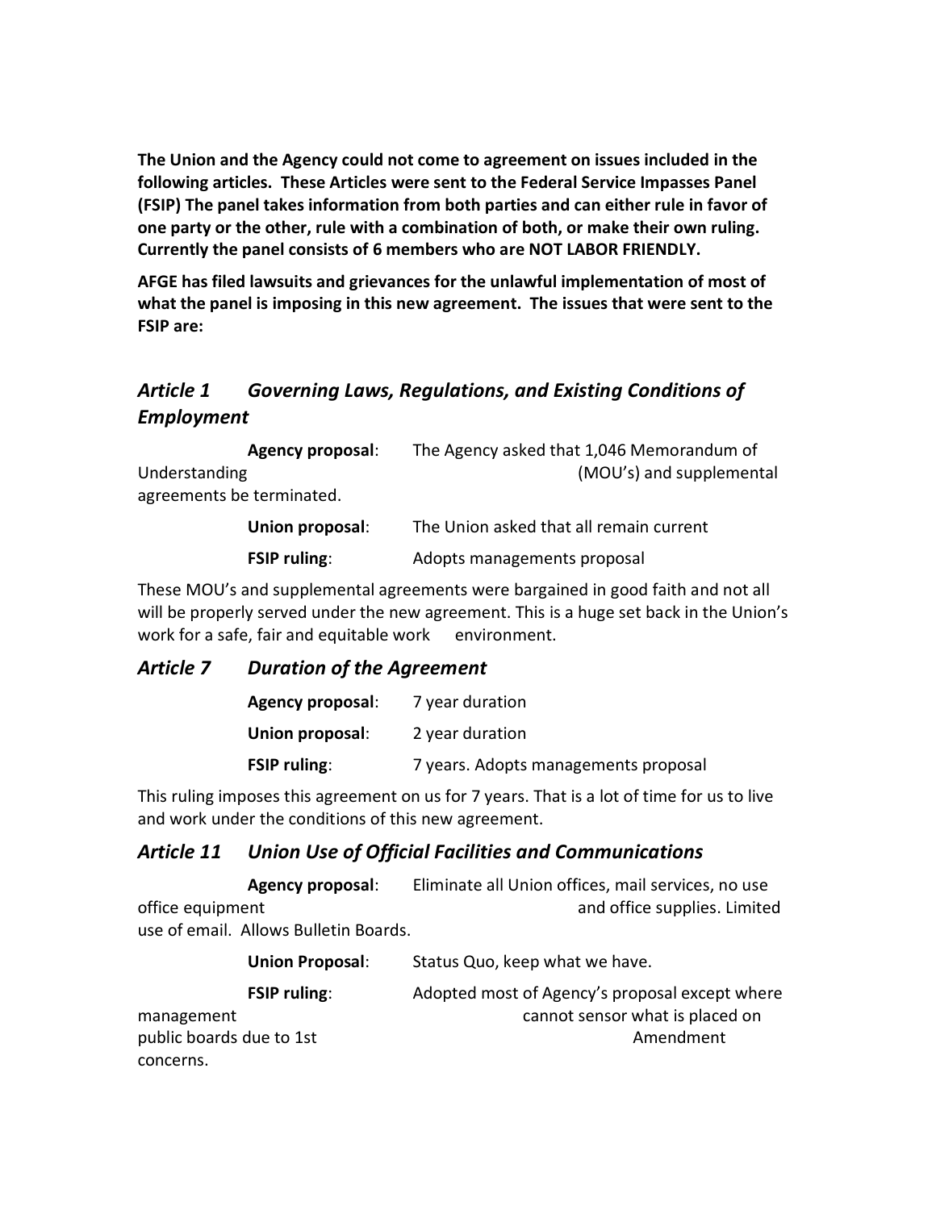**The Union and the Agency could not come to agreement on issues included in the following articles. These Articles were sent to the Federal Service Impasses Panel (FSIP) The panel takes information from both parties and can either rule in favor of one party or the other, rule with a combination of both, or make their own ruling. Currently the panel consists of 6 members who are NOT LABOR FRIENDLY.**

**AFGE has filed lawsuits and grievances for the unlawful implementation of most of what the panel is imposing in this new agreement. The issues that were sent to the FSIP are:**

## *Article 1 Governing Laws, Regulations, and Existing Conditions of Employment*

**Agency proposal**: The Agency asked that 1,046 Memorandum of Understanding (MOU's) and supplemental agreements be terminated.

**Union proposal**: The Union asked that all remain current

**FSIP ruling**: Adopts managements proposal

These MOU's and supplemental agreements were bargained in good faith and not all will be properly served under the new agreement. This is a huge set back in the Union's work for a safe, fair and equitable work environment.

## *Article 7 Duration of the Agreement*

**Agency proposal**: 7 year duration

**Union proposal**: 2 year duration

**FSIP ruling**: 7 years. Adopts managements proposal

This ruling imposes this agreement on us for 7 years. That is a lot of time for us to live and work under the conditions of this new agreement.

## *Article 11 Union Use of Official Facilities and Communications*

**Agency proposal**: Eliminate all Union offices, mail services, no use office equipment and office supplies. Limited use of email. Allows Bulletin Boards.

**Union Proposal**: Status Quo, keep what we have.

**FSIP ruling**: Adopted most of Agency's proposal except where management cannot sensor what is placed on public boards due to 1st Amendment concerns.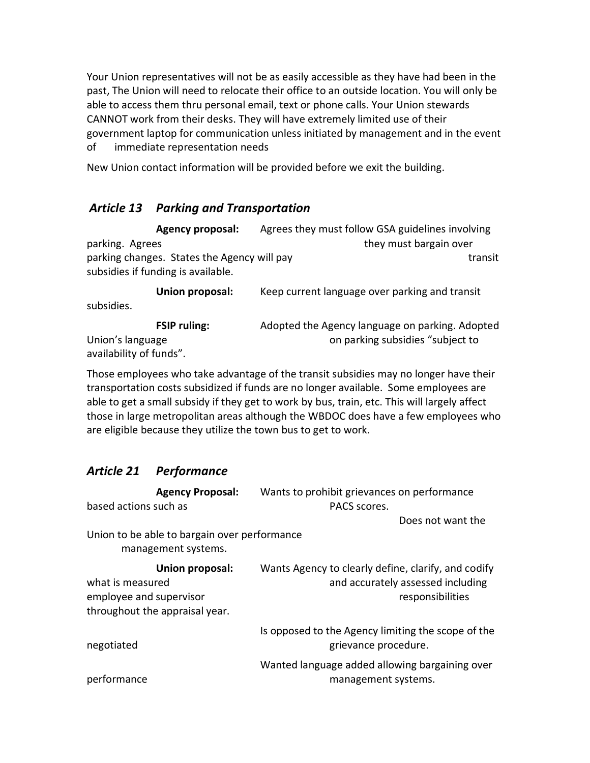Your Union representatives will not be as easily accessible as they have had been in the past, The Union will need to relocate their office to an outside location. You will only be able to access them thru personal email, text or phone calls. Your Union stewards CANNOT work from their desks. They will have extremely limited use of their government laptop for communication unless initiated by management and in the event of immediate representation needs

New Union contact information will be provided before we exit the building.

## *Article 13 Parking and Transportation*

**Agency proposal:** Agrees they must follow GSA guidelines involving parking. Agrees they must bargain over parking changes. States the Agency will pay transit subsidies if funding is available.

**Union proposal:** Keep current language over parking and transit subsidies.

**FSIP ruling:** Adopted the Agency language on parking. Adopted Union's language on parking subsidies "subject to availability of funds".

Those employees who take advantage of the transit subsidies may no longer have their transportation costs subsidized if funds are no longer available. Some employees are able to get a small subsidy if they get to work by bus, train, etc. This will largely affect those in large metropolitan areas although the WBDOC does have a few employees who are eligible because they utilize the town bus to get to work.

## *Article 21 Performance*

**Agency Proposal:** Wants to prohibit grievances on performance based actions such as PACS scores.

Does not want the Union to be able to bargain over performance management systems.

**Union proposal:** Wants Agency to clearly define, clarify, and codify what is measured and accurately assessed including employee and supervisor responsibilities throughout the appraisal year.

Is opposed to the Agency limiting the scope of the negotiated grievance procedure.

Wanted language added allowing bargaining over performance management systems.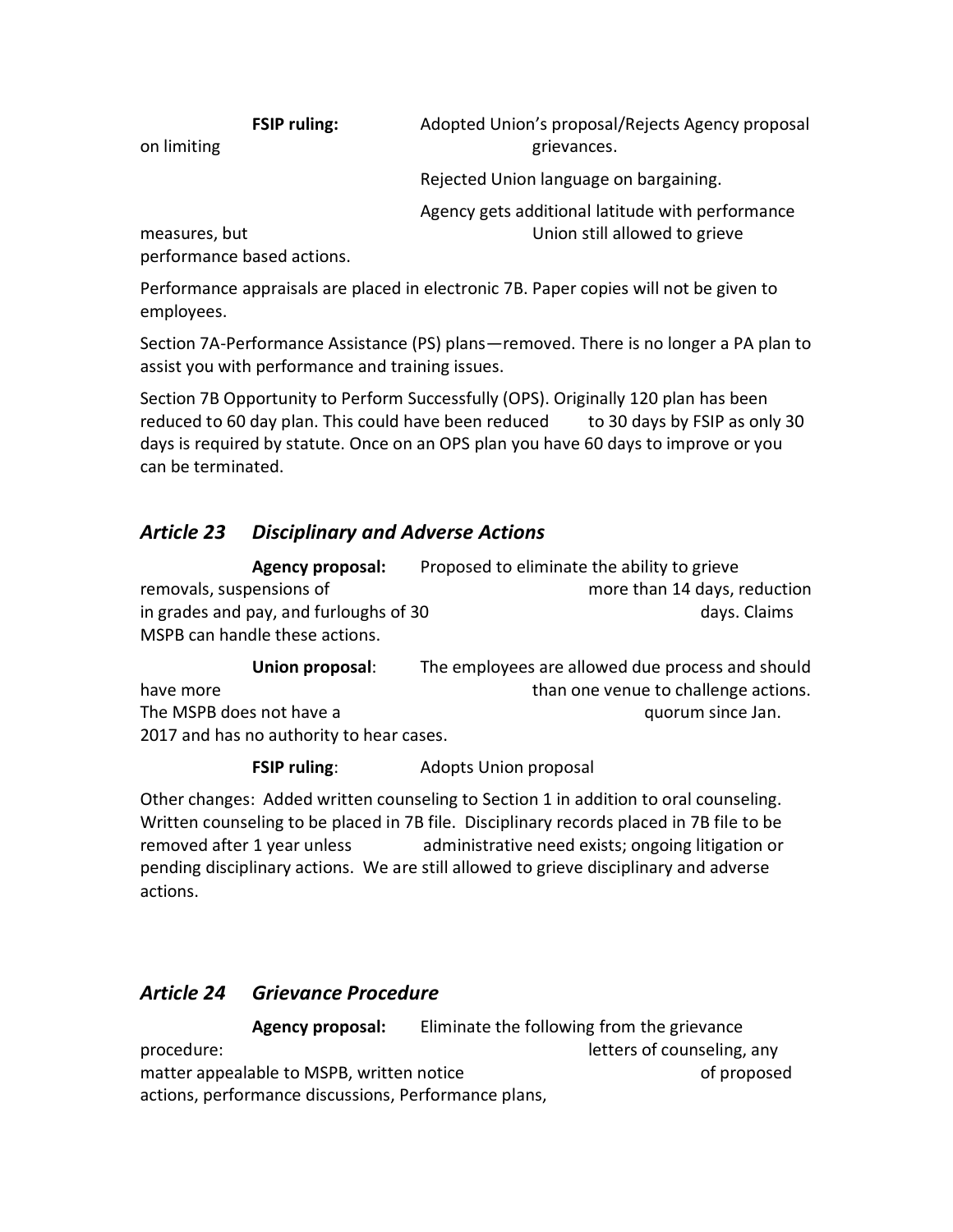**FSIP ruling:** Adopted Union's proposal/Rejects Agency proposal on limiting grievances.

Rejected Union language on bargaining.

Agency gets additional latitude with performance measures, but Union still allowed to grieve performance based actions.

Performance appraisals are placed in electronic 7B. Paper copies will not be given to employees.

Section 7A-Performance Assistance (PS) plans—removed. There is no longer a PA plan to assist you with performance and training issues.

Section 7B Opportunity to Perform Successfully (OPS). Originally 120 plan has been reduced to 60 day plan. This could have been reduced to 30 days by FSIP as only 30 days is required by statute. Once on an OPS plan you have 60 days to improve or you can be terminated.

## *Article 23 Disciplinary and Adverse Actions*

**Agency proposal:** Proposed to eliminate the ability to grieve removals, suspensions of more than 14 days, reduction in grades and pay, and furloughs of 30 days. Claims MSPB can handle these actions.

**Union proposal**: The employees are allowed due process and should have more than one venue to challenge actions. The MSPB does not have a quorum since Jan. 2017 and has no authority to hear cases.

**FSIP ruling**: Adopts Union proposal

Other changes: Added written counseling to Section 1 in addition to oral counseling. Written counseling to be placed in 7B file. Disciplinary records placed in 7B file to be removed after 1 year unless administrative need exists; ongoing litigation or pending disciplinary actions. We are still allowed to grieve disciplinary and adverse actions.

## *Article 24 Grievance Procedure*

**Agency proposal:** Eliminate the following from the grievance procedure: letters of counseling, any matter appealable to MSPB, written notice of proposed actions, performance discussions, Performance plans,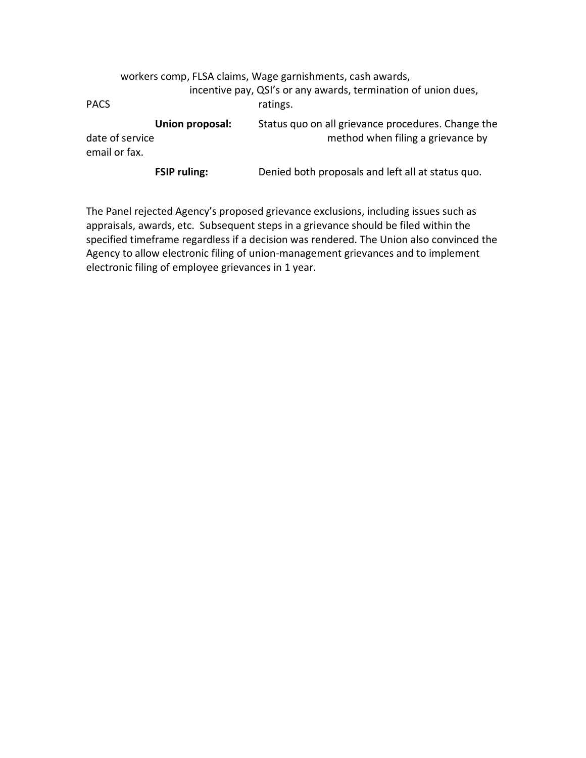workers comp, FLSA claims, Wage garnishments, cash awards, incentive pay, QSI's or any awards, termination of union dues, PACS ratings.

**Union proposal:** Status quo on all grievance procedures. Change the date of service method when filing a grievance by email or fax.

**FSIP ruling:** Denied both proposals and left all at status quo.

The Panel rejected Agency's proposed grievance exclusions, including issues such as appraisals, awards, etc. Subsequent steps in a grievance should be filed within the specified timeframe regardless if a decision was rendered. The Union also convinced the Agency to allow electronic filing of union-management grievances and to implement electronic filing of employee grievances in 1 year.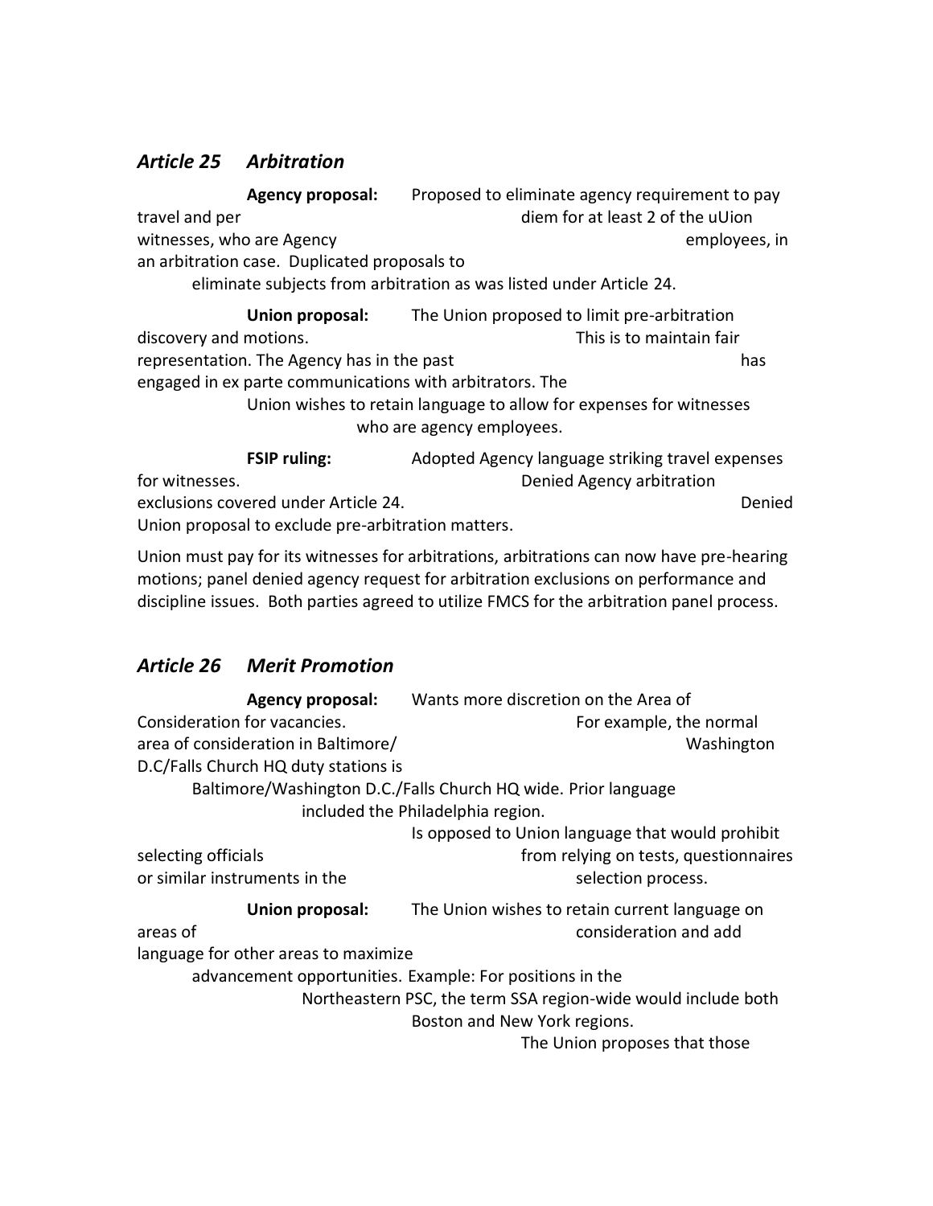## *Article 25 Arbitration*

**Agency proposal:** Proposed to eliminate agency requirement to pay travel and per diem for at least 2 of the uUion witnesses, who are Agency employees, in an arbitration case. Duplicated proposals to eliminate subjects from arbitration as was listed under Article 24.

**Union proposal:** The Union proposed to limit pre-arbitration discovery and motions. This is to maintain fair representation. The Agency has in the past has engaged in ex parte communications with arbitrators. The Union wishes to retain language to allow for expenses for witnesses who are agency employees.

**FSIP ruling:** Adopted Agency language striking travel expenses for witnesses. Denied Agency arbitration exclusions covered under Article 24. Denied Union proposal to exclude pre-arbitration matters.

Union must pay for its witnesses for arbitrations, arbitrations can now have pre-hearing motions; panel denied agency request for arbitration exclusions on performance and discipline issues. Both parties agreed to utilize FMCS for the arbitration panel process.

## *Article 26 Merit Promotion*

**Agency proposal:** Wants more discretion on the Area of Consideration for vacancies. For example, the normal area of consideration in Baltimore/ Washington D.C/Falls Church HQ duty stations is Baltimore/Washington D.C./Falls Church HQ wide. Prior language included the Philadelphia region.

Is opposed to Union language that would prohibit selecting officials from relying on tests, questionnaires or similar instruments in the selection process.

**Union proposal:** The Union wishes to retain current language on areas of consideration and add language for other areas to maximize advancement opportunities. Example: For positions in the Northeastern PSC, the term SSA region-wide would include both Boston and New York regions.

The Union proposes that those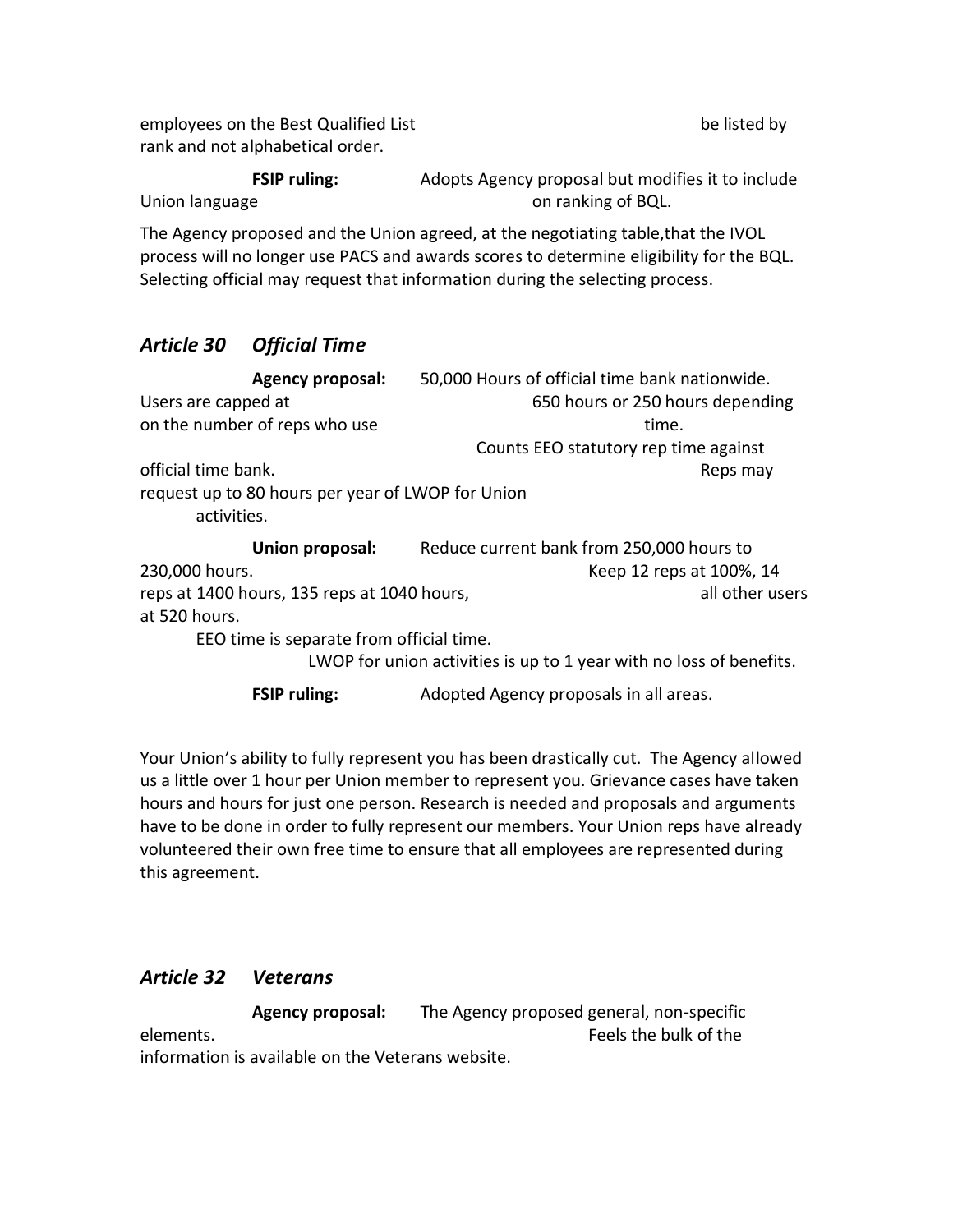employees on the Best Qualified List be listed by rank and not alphabetical order.

**FSIP ruling:** Adopts Agency proposal but modifies it to include Union language on ranking of BQL.

The Agency proposed and the Union agreed, at the negotiating table,that the IVOL process will no longer use PACS and awards scores to determine eligibility for the BQL. Selecting official may request that information during the selecting process.

### *Article 30 Official Time*

**Agency proposal:** 50,000 Hours of official time bank nationwide. Users are capped at 650 hours or 250 hours depending on the number of reps who use time. Counts EEO statutory rep time against official time bank. Reps may request up to 80 hours per year of LWOP for Union activities.

**Union proposal:** Reduce current bank from 250,000 hours to 230,000 hours. Keep 12 reps at 100%, 14 reps at 1400 hours, 135 reps at 1040 hours, all other users at 520 hours. EEO time is separate from official time. LWOP for union activities is up to 1 year with no loss of benefits.

**FSIP ruling:** Adopted Agency proposals in all areas.

Your Union's ability to fully represent you has been drastically cut. The Agency allowed us a little over 1 hour per Union member to represent you. Grievance cases have taken hours and hours for just one person. Research is needed and proposals and arguments have to be done in order to fully represent our members. Your Union reps have already volunteered their own free time to ensure that all employees are represented during this agreement.

### *Article 32 Veterans*

**Agency proposal:** The Agency proposed general, non-specific elements. Feels the bulk of the information is available on the Veterans website.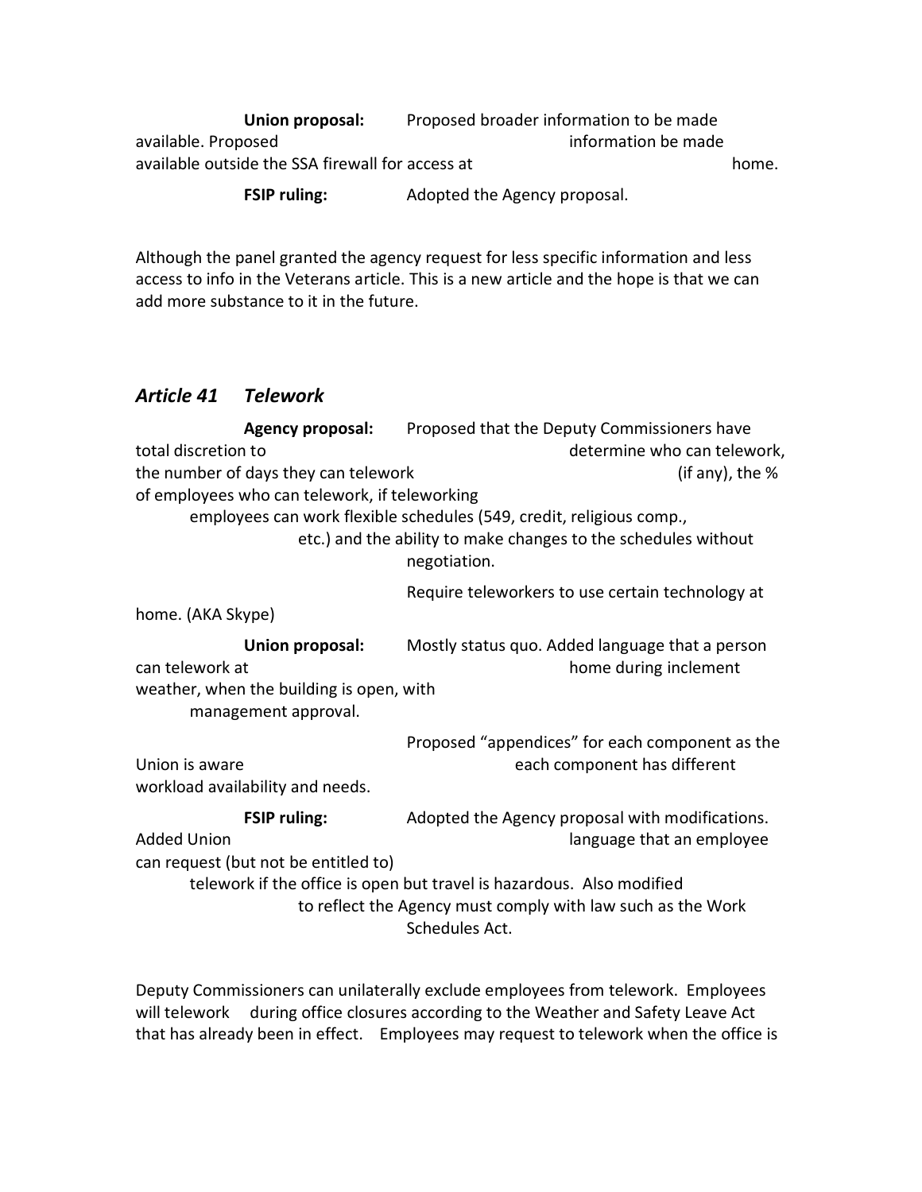**Union proposal:** Proposed broader information to be made available. Proposed information be made available outside the SSA firewall for access at home.

**FSIP ruling:** Adopted the Agency proposal.

Although the panel granted the agency request for less specific information and less access to info in the Veterans article. This is a new article and the hope is that we can add more substance to it in the future.

## *Article 41 Telework*

**Agency proposal:** Proposed that the Deputy Commissioners have total discretion to determine who can telework, the number of days they can telework (if any), the % of employees who can telework, if teleworking employees can work flexible schedules (549, credit, religious comp., etc.) and the ability to make changes to the schedules without negotiation.

Require teleworkers to use certain technology at home. (AKA Skype)

**Union proposal:** Mostly status quo. Added language that a person can telework at home during inclement weather, when the building is open, with management approval.

Proposed "appendices" for each component as the Union is aware each component has different workload availability and needs.

**FSIP ruling:** Adopted the Agency proposal with modifications. Added Union language that an employee can request (but not be entitled to) telework if the office is open but travel is hazardous. Also modified to reflect the Agency must comply with law such as the Work Schedules Act.

Deputy Commissioners can unilaterally exclude employees from telework. Employees will telework during office closures according to the Weather and Safety Leave Act that has already been in effect. Employees may request to telework when the office is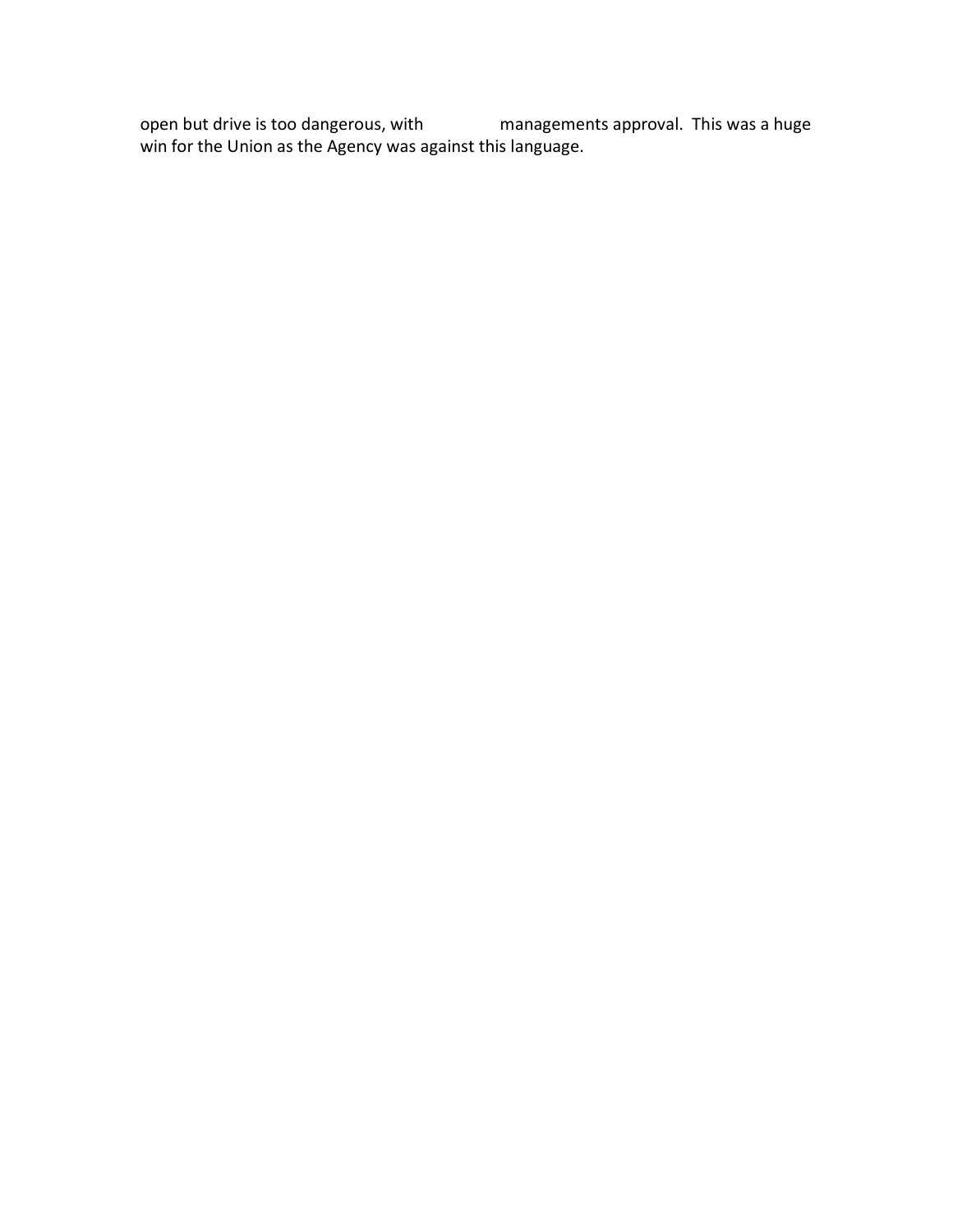open but drive is too dangerous, with managements approval. This was a huge win for the Union as the Agency was against this language.